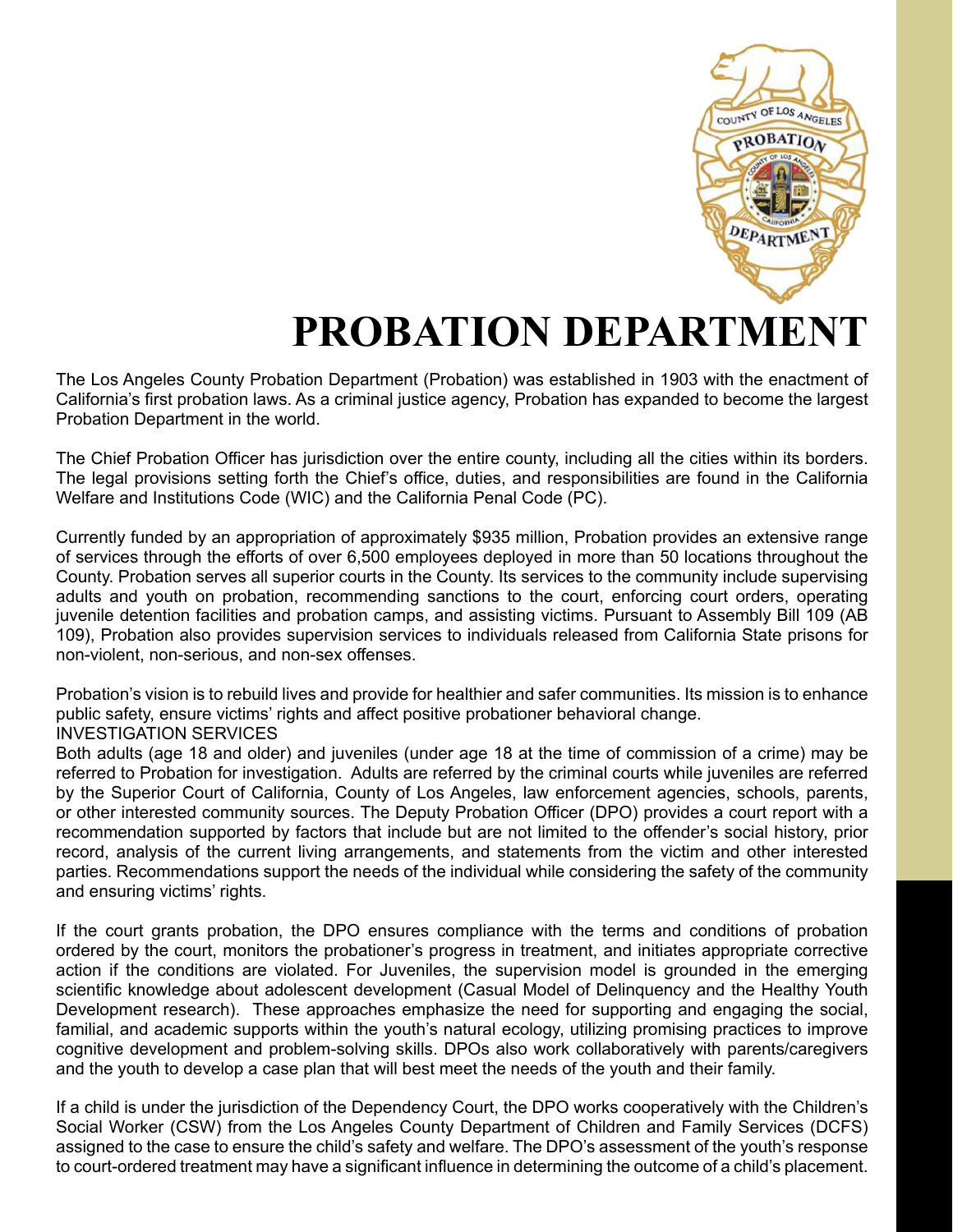# PROBATION DEPARTMENT

The Los Angeles County Probation Department (Probation) was established in 1903 with the enactment of California's first probation laws. As a criminal justice agency, Probation has expanded to become the largest Probation Department in the world.

The Chief Probation Officer has jurisdiction over the entire county, including all the cities within its borders. The legal provisions setting forth the Chief's office, duties, and responsibilities are found in the California Welfare and Institutions Code (WIC) and the California Penal Code (PC).

Currently funded by an appropriation of approximately $935 million, Probation provides an extensive range of services through the efforts of over 6,500 employees deployed in more than 50 locations throughout the County. Probation serves all superior courts in the County. Its services to the community include supervising adults and youth on probation, recommending sanctions to the court, enforcing court orders, operating juvenile detention facilities and probation camps, and assisting victims. Pursuant to Assembly Bill 109 (AB 109), Probation also provides supervision services to individuals released from California State prisons for non-violent, non-serious, and non-sex offenses.

Probation's vision is to rebuild lives and provide for healthier and safer communities. Its mission is to enhance public safety, ensure victims' rights and affect positive probationer behavioral change.

## INVESTIGATION SERVICES

Both adults (age 18 and older) and juveniles (under age 18 at the time of commission of a crime) may be referred to Probation for investigation. Adults are referred by the criminal courts while juveniles are referred by the Superior Court of California, County of Los Angeles, law enforcement agencies, schools, parents, or other interested community sources. The Deputy Probation Officer (DPO) provides a court report with a recommendation supported by factors that include but are not limited to the offender's social history, prior record, analysis of the current living arrangements, and statements from the victim and other interested parties. Recommendations support the needs of the individual while considering the safety of the community and ensuring victims' rights.

If the court grants probation, the DPO ensures compliance with the terms and conditions of probation ordered by the court, monitors the probationer's progress in treatment, and initiates appropriate corrective action if the conditions are violated. For Juveniles, the supervision model is grounded in the emerging scientific knowledge about adolescent development (Casual Model of Delinquency and the Healthy Youth Development research). These approaches emphasize the need for supporting and engaging the social, familial, and academic supports within the youth's natural ecology, utilizing promising practices to improve cognitive development and problem-solving skills. DPOs also work collaboratively with parents/caregivers and the youth to develop a case plan that will best meet the needs of the youth and their family.

If a child is under the jurisdiction of the Dependency Court, the DPO works cooperatively with the Children's Social Worker (CSW) from the Los Angeles County Department of Children and Family Services (DCFS) assigned to the case to ensure the child's safety and welfare. The DPO's assessment of the youth's response to court-ordered treatment may have a significant influence in determining the outcome of a child's placement.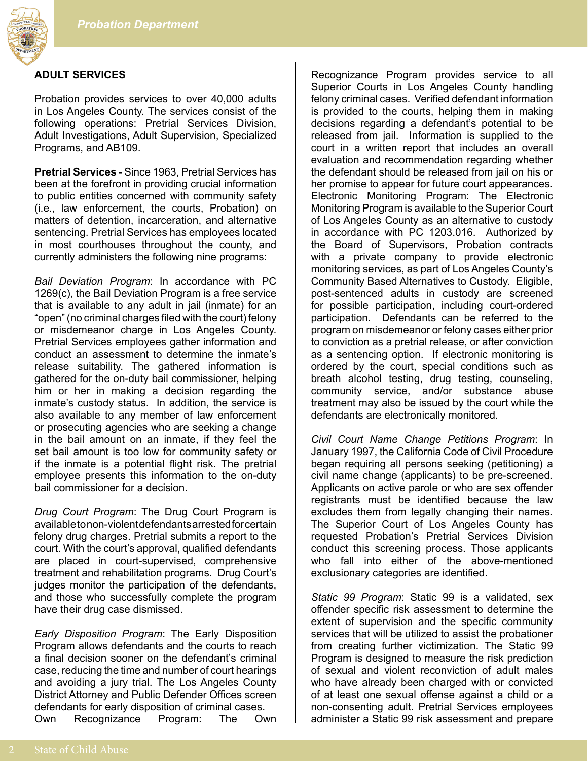## ADULT SERVICES

Probation provides services to over 40,000 adults in Los Angeles County. The services consist of the following operations: Pretrial Services Division, Adult Investigations, Adult Supervision, Specialized Programs, and AB109.

**Pretrial Services** - Since 1963, Pretrial Services has been at the forefront in providing crucial information to public entities concerned with community safety (i.e., law enforcement, the courts, Probation) on matters of detention, incarceration, and alternative sentencing. Pretrial Services has employees located in most courthouses throughout the county, and currently administers the following nine programs:

*Bail Deviation Program*: In accordance with PC 1269(c), the Bail Deviation Program is a free service that is available to any adult in jail (inmate) for an "open" (no criminal charges filed with the court) felony or misdemeanor charge in Los Angeles County. Pretrial Services employees gather information and conduct an assessment to determine the inmate's release suitability. The gathered information is gathered for the on-duty bail commissioner, helping him or her in making a decision regarding the inmate's custody status. In addition, the service is also available to any member of law enforcement or prosecuting agencies who are seeking a change in the bail amount on an inmate, if they feel the set bail amount is too low for community safety or if the inmate is a potential flight risk. The pretrial employee presents this information to the on-duty bail commissioner for a decision.

*Drug Court Program*: The Drug Court Program is available to non-violent defendants arrested for certain felony drug charges. Pretrial submits a report to the court. With the court's approval, qualified defendants are placed in court-supervised, comprehensive treatment and rehabilitation programs. Drug Court's judges monitor the participation of the defendants, and those who successfully complete the program have their drug case dismissed.

*Early Disposition Program*: The Early Disposition Program allows defendants and the courts to reach a final decision sooner on the defendant's criminal case, reducing the time and number of court hearings and avoiding a jury trial. The Los Angeles County District Attorney and Public Defender Offices screen defendants for early disposition of criminal cases.

Own Recognizance Program: The Own Recognizance Program provides service to all Superior Courts in Los Angeles County handling felony criminal cases. Verified defendant information is provided to the courts, helping them in making decisions regarding a defendant's potential to be released from jail. Information is supplied to the court in a written report that includes an overall evaluation and recommendation regarding whether the defendant should be released from jail on his or her promise to appear for future court appearances.

Electronic Monitoring Program: The Electronic Monitoring Program is available to the Superior Court of Los Angeles County as an alternative to custody in accordance with PC 1203.016. Authorized by the Board of Supervisors, Probation contracts with a private company to provide electronic monitoring services, as part of Los Angeles County's Community Based Alternatives to Custody. Eligible, post-sentenced adults in custody are screened for possible participation, including court-ordered participation. Defendants can be referred to the program on misdemeanor or felony cases either prior to conviction as a pretrial release, or after conviction as a sentencing option. If electronic monitoring is ordered by the court, special conditions such as breath alcohol testing, drug testing, counseling, community service, and/or substance abuse treatment may also be issued by the court while the defendants are electronically monitored.

*Civil Court Name Change Petitions Program*: In January 1997, the California Code of Civil Procedure began requiring all persons seeking (petitioning) a civil name change (applicants) to be pre-screened. Applicants on active parole or who are sex offender registrants must be identified because the law excludes them from legally changing their names. The Superior Court of Los Angeles County has requested Probation's Pretrial Services Division conduct this screening process. Those applicants who fall into either of the above-mentioned exclusionary categories are identified.

*Static 99 Program*: Static 99 is a validated, sex offender specific risk assessment to determine the extent of supervision and the specific community services that will be utilized to assist the probationer from creating further victimization. The Static 99 Program is designed to measure the risk prediction of sexual and violent reconviction of adult males who have already been charged with or convicted of at least one sexual offense against a child or a non-consenting adult. Pretrial Services employees administer a Static 99 risk assessment and prepare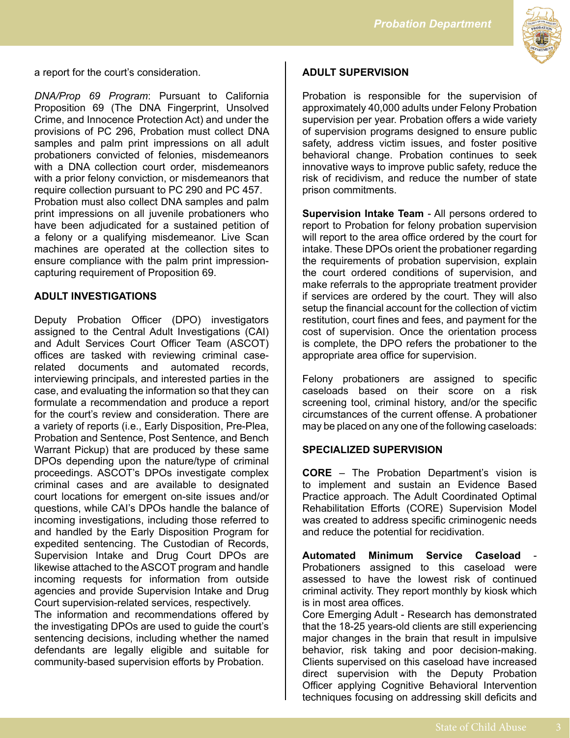a report for the court's consideration.

*DNA/Prop 69 Program*: Pursuant to California Proposition 69 (The DNA Fingerprint, Unsolved Crime, and Innocence Protection Act) and under the provisions of PC 296, Probation must collect DNA samples and palm print impressions on all adult probationers convicted of felonies, misdemeanors with a DNA collection court order, misdemeanors with a prior felony conviction, or misdemeanors that require collection pursuant to PC 290 and PC 457. Probation must also collect DNA samples and palm print impressions on all juvenile probationers who have been adjudicated for a sustained petition of a felony or a qualifying misdemeanor. Live Scan machines are operated at the collection sites to ensure compliance with the palm print impression-capturing requirement of Proposition 69.

## ADULT INVESTIGATIONS

Deputy Probation Officer (DPO) investigators assigned to the Central Adult Investigations (CAI) and Adult Services Court Officer Team (ASCOT) offices are tasked with reviewing criminal case-related documents and automated records, interviewing principals, and interested parties in the case, and evaluating the information so that they can formulate a recommendation and produce a report for the court's review and consideration. There are a variety of reports (i.e., Early Disposition, Pre-Plea, Probation and Sentence, Post Sentence, and Bench Warrant Pickup) that are produced by these same DPOs depending upon the nature/type of criminal proceedings. ASCOT's DPOs investigate complex criminal cases and are available to designated court locations for emergent on-site issues and/or questions, while CAI's DPOs handle the balance of incoming investigations, including those referred to and handled by the Early Disposition Program for expedited sentencing. The Custodian of Records, Supervision Intake and Drug Court DPOs are likewise attached to the ASCOT program and handle incoming requests for information from outside agencies and provide Supervision Intake and Drug Court supervision-related services, respectively.
The information and recommendations offered by the investigating DPOs are used to guide the court's sentencing decisions, including whether the named defendants are legally eligible and suitable for community-based supervision efforts by Probation.

## ADULT SUPERVISION

Probation is responsible for the supervision of approximately 40,000 adults under Felony Probation supervision per year. Probation offers a wide variety of supervision programs designed to ensure public safety, address victim issues, and foster positive behavioral change. Probation continues to seek innovative ways to improve public safety, reduce the risk of recidivism, and reduce the number of state prison commitments.

**Supervision Intake Team** - All persons ordered to report to Probation for felony probation supervision will report to the area office ordered by the court for intake. These DPOs orient the probationer regarding the requirements of probation supervision, explain the court ordered conditions of supervision, and make referrals to the appropriate treatment provider if services are ordered by the court. They will also setup the financial account for the collection of victim restitution, court fines and fees, and payment for the cost of supervision. Once the orientation process is complete, the DPO refers the probationer to the appropriate area office for supervision.

Felony probationers are assigned to specific caseloads based on their score on a risk screening tool, criminal history, and/or the specific circumstances of the current offense. A probationer may be placed on any one of the following caseloads:

## SPECIALIZED SUPERVISION

**CORE** – The Probation Department's vision is to implement and sustain an Evidence Based Practice approach. The Adult Coordinated Optimal Rehabilitation Efforts (CORE) Supervision Model was created to address specific criminogenic needs and reduce the potential for recidivation.

**Automated Minimum Service Caseload** - Probationers assigned to this caseload were assessed to have the lowest risk of continued criminal activity. They report monthly by kiosk which is in most area offices.
Core Emerging Adult - Research has demonstrated that the 18-25 years-old clients are still experiencing major changes in the brain that result in impulsive behavior, risk taking and poor decision-making. Clients supervised on this caseload have increased direct supervision with the Deputy Probation Officer applying Cognitive Behavioral Intervention techniques focusing on addressing skill deficits and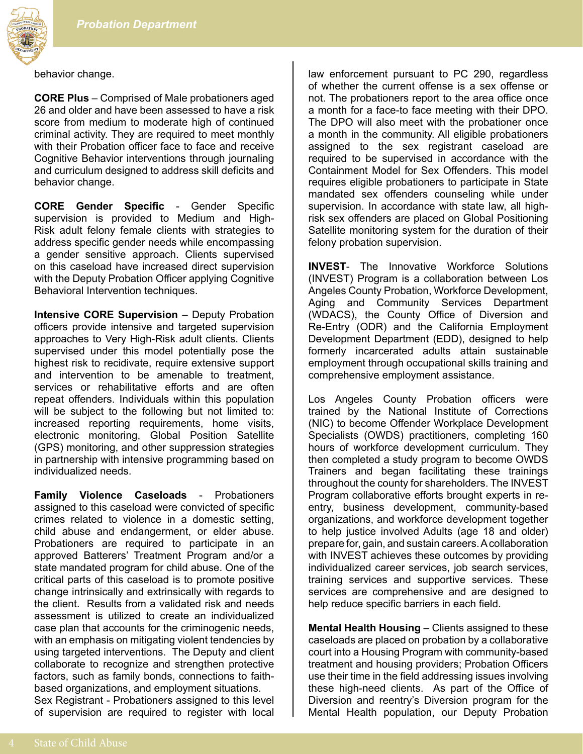behavior change.

**CORE Plus** – Comprised of Male probationers aged 26 and older and have been assessed to have a risk score from medium to moderate high of continued criminal activity. They are required to meet monthly with their Probation officer face to face and receive Cognitive Behavior interventions through journaling and curriculum designed to address skill deficits and behavior change.

**CORE Gender Specific** - Gender Specific supervision is provided to Medium and High-Risk adult felony female clients with strategies to address specific gender needs while encompassing a gender sensitive approach. Clients supervised on this caseload have increased direct supervision with the Deputy Probation Officer applying Cognitive Behavioral Intervention techniques.

**Intensive CORE Supervision** – Deputy Probation officers provide intensive and targeted supervision approaches to Very High-Risk adult clients. Clients supervised under this model potentially pose the highest risk to recidivate, require extensive support and intervention to be amenable to treatment, services or rehabilitative efforts and are often repeat offenders. Individuals within this population will be subject to the following but not limited to: increased reporting requirements, home visits, electronic monitoring, Global Position Satellite (GPS) monitoring, and other suppression strategies in partnership with intensive programming based on individualized needs.

**Family Violence Caseloads** - Probationers assigned to this caseload were convicted of specific crimes related to violence in a domestic setting, child abuse and endangerment, or elder abuse. Probationers are required to participate in an approved Batterers' Treatment Program and/or a state mandated program for child abuse. One of the critical parts of this caseload is to promote positive change intrinsically and extrinsically with regards to the client. Results from a validated risk and needs assessment is utilized to create an individualized case plan that accounts for the criminogenic needs, with an emphasis on mitigating violent tendencies by using targeted interventions. The Deputy and client collaborate to recognize and strengthen protective factors, such as family bonds, connections to faith-based organizations, and employment situations.

Sex Registrant - Probationers assigned to this level of supervision are required to register with local law enforcement pursuant to PC 290, regardless of whether the current offense is a sex offense or not. The probationers report to the area office once a month for a face-to face meeting with their DPO. The DPO will also meet with the probationer once a month in the community. All eligible probationers assigned to the sex registrant caseload are required to be supervised in accordance with the Containment Model for Sex Offenders. This model requires eligible probationers to participate in State mandated sex offenders counseling while under supervision. In accordance with state law, all high-risk sex offenders are placed on Global Positioning Satellite monitoring system for the duration of their felony probation supervision.

**INVEST**- The Innovative Workforce Solutions (INVEST) Program is a collaboration between Los Angeles County Probation, Workforce Development, Aging and Community Services Department (WDACS), the County Office of Diversion and Re-Entry (ODR) and the California Employment Development Department (EDD), designed to help formerly incarcerated adults attain sustainable employment through occupational skills training and comprehensive employment assistance.

Los Angeles County Probation officers were trained by the National Institute of Corrections (NIC) to become Offender Workplace Development Specialists (OWDS) practitioners, completing 160 hours of workforce development curriculum. They then completed a study program to become OWDS Trainers and began facilitating these trainings throughout the county for shareholders. The INVEST Program collaborative efforts brought experts in re-entry, business development, community-based organizations, and workforce development together to help justice involved Adults (age 18 and older) prepare for, gain, and sustain careers. A collaboration with INVEST achieves these outcomes by providing individualized career services, job search services, training services and supportive services. These services are comprehensive and are designed to help reduce specific barriers in each field.

**Mental Health Housing** – Clients assigned to these caseloads are placed on probation by a collaborative court into a Housing Program with community-based treatment and housing providers; Probation Officers use their time in the field addressing issues involving these high-need clients. As part of the Office of Diversion and reentry's Diversion program for the Mental Health population, our Deputy Probation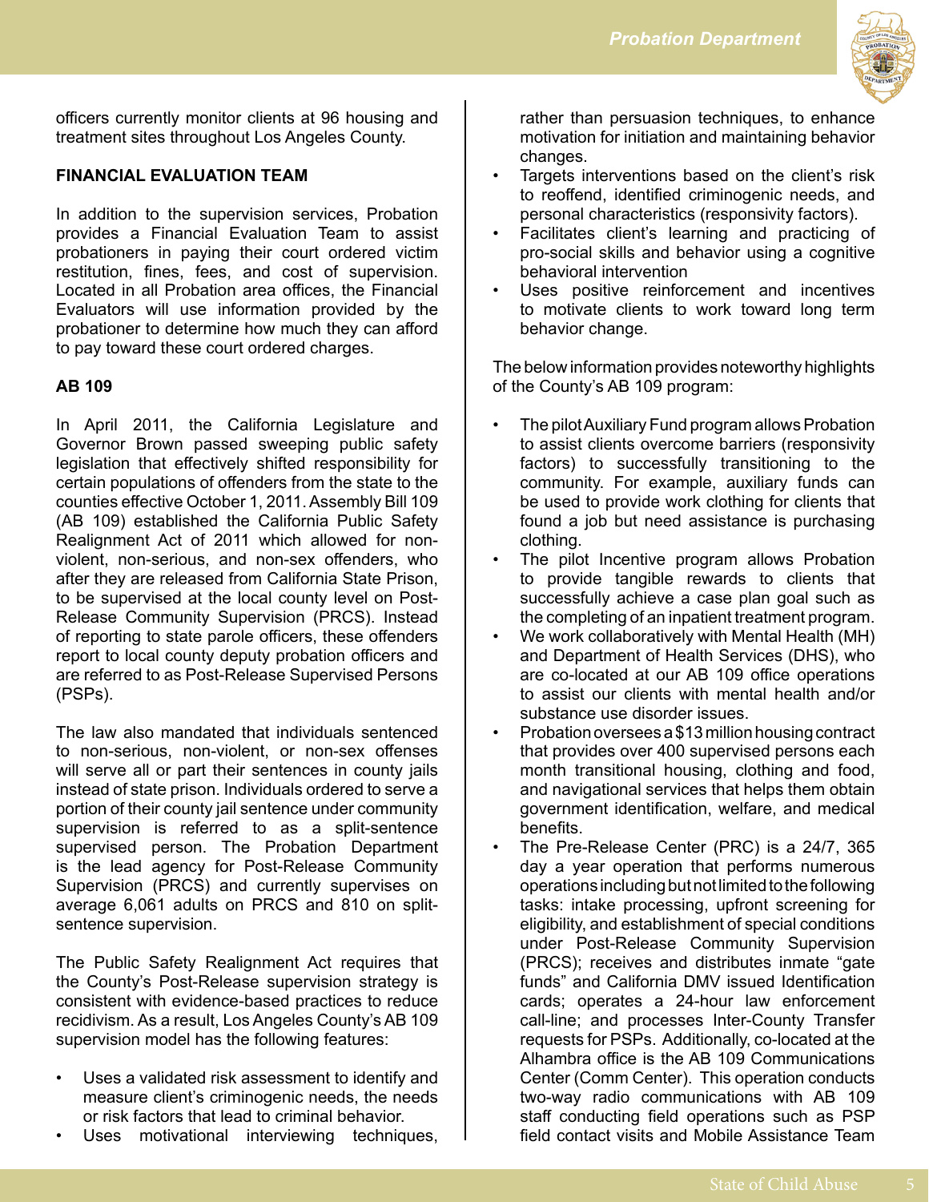officers currently monitor clients at 96 housing and treatment sites throughout Los Angeles County.

## FINANCIAL EVALUATION TEAM

In addition to the supervision services, Probation provides a Financial Evaluation Team to assist probationers in paying their court ordered victim restitution, fines, fees, and cost of supervision. Located in all Probation area offices, the Financial Evaluators will use information provided by the probationer to determine how much they can afford to pay toward these court ordered charges.

## AB 109

In April 2011, the California Legislature and Governor Brown passed sweeping public safety legislation that effectively shifted responsibility for certain populations of offenders from the state to the counties effective October 1, 2011. Assembly Bill 109 (AB 109) established the California Public Safety Realignment Act of 2011 which allowed for non-violent, non-serious, and non-sex offenders, who after they are released from California State Prison, to be supervised at the local county level on Post-Release Community Supervision (PRCS). Instead of reporting to state parole officers, these offenders report to local county deputy probation officers and are referred to as Post-Release Supervised Persons (PSPs).

The law also mandated that individuals sentenced to non-serious, non-violent, or non-sex offenses will serve all or part their sentences in county jails instead of state prison. Individuals ordered to serve a portion of their county jail sentence under community supervision is referred to as a split-sentence supervised person. The Probation Department is the lead agency for Post-Release Community Supervision (PRCS) and currently supervises on average 6,061 adults on PRCS and 810 on split-sentence supervision.

The Public Safety Realignment Act requires that the County's Post-Release supervision strategy is consistent with evidence-based practices to reduce recidivism. As a result, Los Angeles County's AB 109 supervision model has the following features:

- Uses a validated risk assessment to identify and measure client's criminogenic needs, the needs or risk factors that lead to criminal behavior.
- Uses motivational interviewing techniques, rather than persuasion techniques, to enhance motivation for initiation and maintaining behavior changes.
- Targets interventions based on the client's risk to reoffend, identified criminogenic needs, and personal characteristics (responsivity factors).
- Facilitates client's learning and practicing of pro-social skills and behavior using a cognitive behavioral intervention
- Uses positive reinforcement and incentives to motivate clients to work toward long term behavior change.

The below information provides noteworthy highlights of the County's AB 109 program:

- The pilot Auxiliary Fund program allows Probation to assist clients overcome barriers (responsivity factors) to successfully transitioning to the community. For example, auxiliary funds can be used to provide work clothing for clients that found a job but need assistance is purchasing clothing.
- The pilot Incentive program allows Probation to provide tangible rewards to clients that successfully achieve a case plan goal such as the completing of an inpatient treatment program.
- We work collaboratively with Mental Health (MH) and Department of Health Services (DHS), who are co-located at our AB 109 office operations to assist our clients with mental health and/or substance use disorder issues.
- Probation oversees a $13 million housing contract that provides over 400 supervised persons each month transitional housing, clothing and food, and navigational services that helps them obtain government identification, welfare, and medical benefits.
- The Pre-Release Center (PRC) is a 24/7, 365 day a year operation that performs numerous operations including but not limited to the following tasks: intake processing, upfront screening for eligibility, and establishment of special conditions under Post-Release Community Supervision (PRCS); receives and distributes inmate "gate funds" and California DMV issued Identification cards; operates a 24-hour law enforcement call-line; and processes Inter-County Transfer requests for PSPs. Additionally, co-located at the Alhambra office is the AB 109 Communications Center (Comm Center). This operation conducts two-way radio communications with AB 109 staff conducting field operations such as PSP field contact visits and Mobile Assistance Team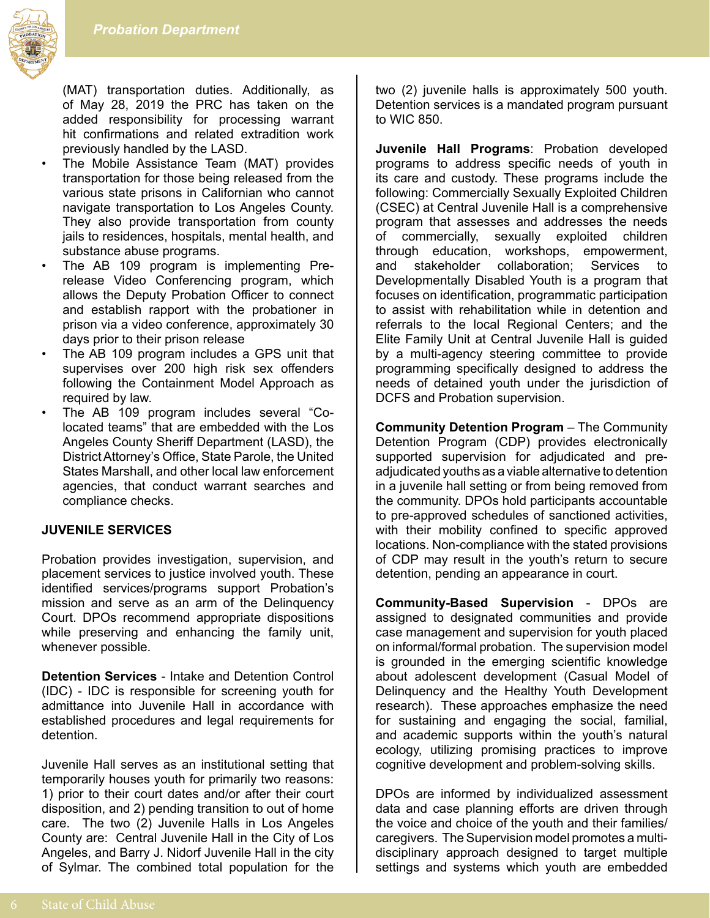(MAT) transportation duties. Additionally, as of May 28, 2019 the PRC has taken on the added responsibility for processing warrant hit confirmations and related extradition work previously handled by the LASD.

- The Mobile Assistance Team (MAT) provides transportation for those being released from the various state prisons in Californian who cannot navigate transportation to Los Angeles County. They also provide transportation from county jails to residences, hospitals, mental health, and substance abuse programs.
- The AB 109 program is implementing Pre-release Video Conferencing program, which allows the Deputy Probation Officer to connect and establish rapport with the probationer in prison via a video conference, approximately 30 days prior to their prison release
- The AB 109 program includes a GPS unit that supervises over 200 high risk sex offenders following the Containment Model Approach as required by law.
- The AB 109 program includes several "Co-located teams" that are embedded with the Los Angeles County Sheriff Department (LASD), the District Attorney's Office, State Parole, the United States Marshall, and other local law enforcement agencies, that conduct warrant searches and compliance checks.

**JUVENILE SERVICES**

Probation provides investigation, supervision, and placement services to justice involved youth. These identified services/programs support Probation's mission and serve as an arm of the Delinquency Court. DPOs recommend appropriate dispositions while preserving and enhancing the family unit, whenever possible.

**Detention Services** - Intake and Detention Control (IDC) - IDC is responsible for screening youth for admittance into Juvenile Hall in accordance with established procedures and legal requirements for detention.

Juvenile Hall serves as an institutional setting that temporarily houses youth for primarily two reasons: 1) prior to their court dates and/or after their court disposition, and 2) pending transition to out of home care. The two (2) Juvenile Halls in Los Angeles County are: Central Juvenile Hall in the City of Los Angeles, and Barry J. Nidorf Juvenile Hall in the city of Sylmar. The combined total population for the two (2) juvenile halls is approximately 500 youth. Detention services is a mandated program pursuant to WIC 850.

**Juvenile Hall Programs**: Probation developed programs to address specific needs of youth in its care and custody. These programs include the following: Commercially Sexually Exploited Children (CSEC) at Central Juvenile Hall is a comprehensive program that assesses and addresses the needs of commercially, sexually exploited children through education, workshops, empowerment, and stakeholder collaboration; Services to Developmentally Disabled Youth is a program that focuses on identification, programmatic participation to assist with rehabilitation while in detention and referrals to the local Regional Centers; and the Elite Family Unit at Central Juvenile Hall is guided by a multi-agency steering committee to provide programming specifically designed to address the needs of detained youth under the jurisdiction of DCFS and Probation supervision.

**Community Detention Program** – The Community Detention Program (CDP) provides electronically supported supervision for adjudicated and pre-adjudicated youths as a viable alternative to detention in a juvenile hall setting or from being removed from the community. DPOs hold participants accountable to pre-approved schedules of sanctioned activities, with their mobility confined to specific approved locations. Non-compliance with the stated provisions of CDP may result in the youth's return to secure detention, pending an appearance in court.

**Community-Based Supervision** - DPOs are assigned to designated communities and provide case management and supervision for youth placed on informal/formal probation. The supervision model is grounded in the emerging scientific knowledge about adolescent development (Casual Model of Delinquency and the Healthy Youth Development research). These approaches emphasize the need for sustaining and engaging the social, familial, and academic supports within the youth's natural ecology, utilizing promising practices to improve cognitive development and problem-solving skills.

DPOs are informed by individualized assessment data and case planning efforts are driven through the voice and choice of the youth and their families/caregivers. The Supervision model promotes a multi-disciplinary approach designed to target multiple settings and systems which youth are embedded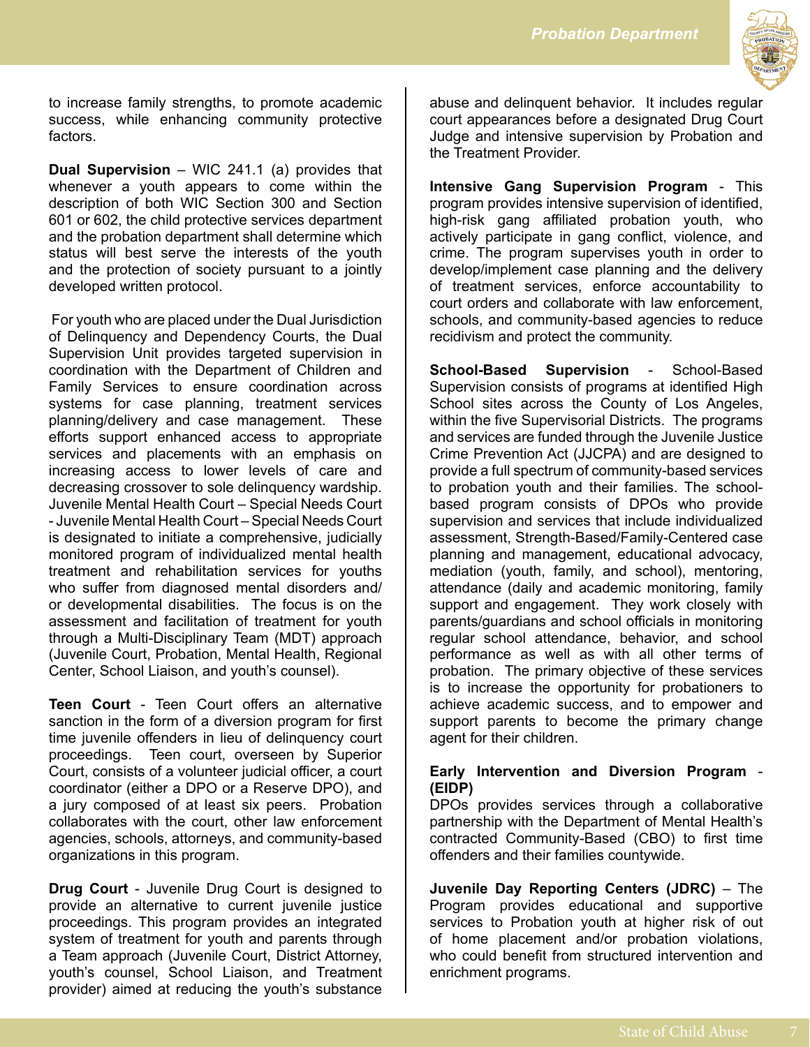to increase family strengths, to promote academic success, while enhancing community protective factors.

**Dual Supervision** – WIC 241.1 (a) provides that whenever a youth appears to come within the description of both WIC Section 300 and Section 601 or 602, the child protective services department and the probation department shall determine which status will best serve the interests of the youth and the protection of society pursuant to a jointly developed written protocol.

For youth who are placed under the Dual Jurisdiction of Delinquency and Dependency Courts, the Dual Supervision Unit provides targeted supervision in coordination with the Department of Children and Family Services to ensure coordination across systems for case planning, treatment services planning/delivery and case management. These efforts support enhanced access to appropriate services and placements with an emphasis on increasing access to lower levels of care and decreasing crossover to sole delinquency wardship. Juvenile Mental Health Court – Special Needs Court - Juvenile Mental Health Court – Special Needs Court is designated to initiate a comprehensive, judicially monitored program of individualized mental health treatment and rehabilitation services for youths who suffer from diagnosed mental disorders and/or developmental disabilities. The focus is on the assessment and facilitation of treatment for youth through a Multi-Disciplinary Team (MDT) approach (Juvenile Court, Probation, Mental Health, Regional Center, School Liaison, and youth's counsel).

**Teen Court** - Teen Court offers an alternative sanction in the form of a diversion program for first time juvenile offenders in lieu of delinquency court proceedings. Teen court, overseen by Superior Court, consists of a volunteer judicial officer, a court coordinator (either a DPO or a Reserve DPO), and a jury composed of at least six peers. Probation collaborates with the court, other law enforcement agencies, schools, attorneys, and community-based organizations in this program.

**Drug Court** - Juvenile Drug Court is designed to provide an alternative to current juvenile justice proceedings. This program provides an integrated system of treatment for youth and parents through a Team approach (Juvenile Court, District Attorney, youth's counsel, School Liaison, and Treatment provider) aimed at reducing the youth's substance abuse and delinquent behavior. It includes regular court appearances before a designated Drug Court Judge and intensive supervision by Probation and the Treatment Provider.

**Intensive Gang Supervision Program** - This program provides intensive supervision of identified, high-risk gang affiliated probation youth, who actively participate in gang conflict, violence, and crime. The program supervises youth in order to develop/implement case planning and the delivery of treatment services, enforce accountability to court orders and collaborate with law enforcement, schools, and community-based agencies to reduce recidivism and protect the community.

**School-Based Supervision** - School-Based Supervision consists of programs at identified High School sites across the County of Los Angeles, within the five Supervisorial Districts. The programs and services are funded through the Juvenile Justice Crime Prevention Act (JJCPA) and are designed to provide a full spectrum of community-based services to probation youth and their families. The school-based program consists of DPOs who provide supervision and services that include individualized assessment, Strength-Based/Family-Centered case planning and management, educational advocacy, mediation (youth, family, and school), mentoring, attendance (daily and academic monitoring, family support and engagement. They work closely with parents/guardians and school officials in monitoring regular school attendance, behavior, and school performance as well as with all other terms of probation. The primary objective of these services is to increase the opportunity for probationers to achieve academic success, and to empower and support parents to become the primary change agent for their children.

**Early Intervention and Diversion Program - (EIDP)**
DPOs provides services through a collaborative partnership with the Department of Mental Health's contracted Community-Based (CBO) to first time offenders and their families countywide.

**Juvenile Day Reporting Centers (JDRC)** – The Program provides educational and supportive services to Probation youth at higher risk of out of home placement and/or probation violations, who could benefit from structured intervention and enrichment programs.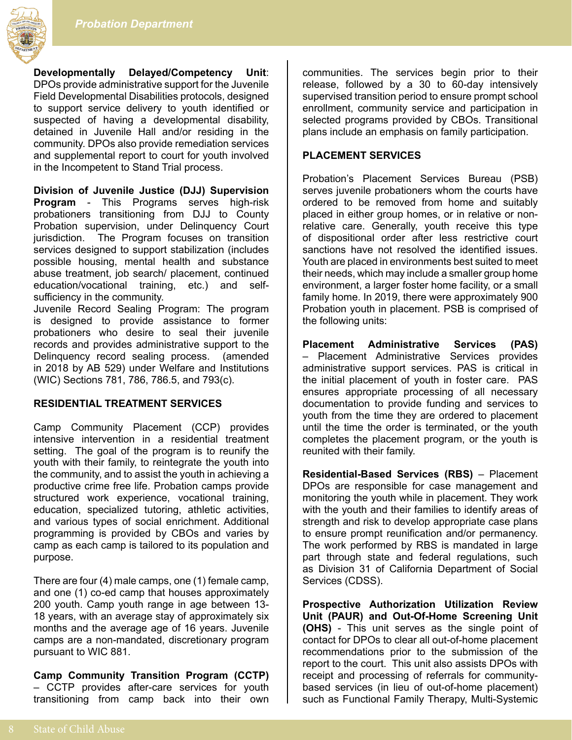**Developmentally Delayed/Competency Unit**: DPOs provide administrative support for the Juvenile Field Developmental Disabilities protocols, designed to support service delivery to youth identified or suspected of having a developmental disability, detained in Juvenile Hall and/or residing in the community. DPOs also provide remediation services and supplemental report to court for youth involved in the Incompetent to Stand Trial process.

**Division of Juvenile Justice (DJJ) Supervision Program** - This Programs serves high-risk probationers transitioning from DJJ to County Probation supervision, under Delinquency Court jurisdiction. The Program focuses on transition services designed to support stabilization (includes possible housing, mental health and substance abuse treatment, job search/ placement, continued education/vocational training, etc.) and self-sufficiency in the community.

Juvenile Record Sealing Program: The program is designed to provide assistance to former probationers who desire to seal their juvenile records and provides administrative support to the Delinquency record sealing process. (amended in 2018 by AB 529) under Welfare and Institutions (WIC) Sections 781, 786, 786.5, and 793(c).

## RESIDENTIAL TREATMENT SERVICES

Camp Community Placement (CCP) provides intensive intervention in a residential treatment setting. The goal of the program is to reunify the youth with their family, to reintegrate the youth into the community, and to assist the youth in achieving a productive crime free life. Probation camps provide structured work experience, vocational training, education, specialized tutoring, athletic activities, and various types of social enrichment. Additional programming is provided by CBOs and varies by camp as each camp is tailored to its population and purpose.

There are four (4) male camps, one (1) female camp, and one (1) co-ed camp that houses approximately 200 youth. Camp youth range in age between 13-18 years, with an average stay of approximately six months and the average age of 16 years. Juvenile camps are a non-mandated, discretionary program pursuant to WIC 881.

**Camp Community Transition Program (CCTP)** – CCTP provides after-care services for youth transitioning from camp back into their own communities. The services begin prior to their release, followed by a 30 to 60-day intensively supervised transition period to ensure prompt school enrollment, community service and participation in selected programs provided by CBOs. Transitional plans include an emphasis on family participation.

## PLACEMENT SERVICES

Probation's Placement Services Bureau (PSB) serves juvenile probationers whom the courts have ordered to be removed from home and suitably placed in either group homes, or in relative or non-relative care. Generally, youth receive this type of dispositional order after less restrictive court sanctions have not resolved the identified issues. Youth are placed in environments best suited to meet their needs, which may include a smaller group home environment, a larger foster home facility, or a small family home. In 2019, there were approximately 900 Probation youth in placement. PSB is comprised of the following units:

**Placement Administrative Services (PAS)** – Placement Administrative Services provides administrative support services. PAS is critical in the initial placement of youth in foster care. PAS ensures appropriate processing of all necessary documentation to provide funding and services to youth from the time they are ordered to placement until the time the order is terminated, or the youth completes the placement program, or the youth is reunited with their family.

**Residential-Based Services (RBS)** – Placement DPOs are responsible for case management and monitoring the youth while in placement. They work with the youth and their families to identify areas of strength and risk to develop appropriate case plans to ensure prompt reunification and/or permanency. The work performed by RBS is mandated in large part through state and federal regulations, such as Division 31 of California Department of Social Services (CDSS).

**Prospective Authorization Utilization Review Unit (PAUR) and Out-Of-Home Screening Unit (OHS)** - This unit serves as the single point of contact for DPOs to clear all out-of-home placement recommendations prior to the submission of the report to the court. This unit also assists DPOs with receipt and processing of referrals for community-based services (in lieu of out-of-home placement) such as Functional Family Therapy, Multi-Systemic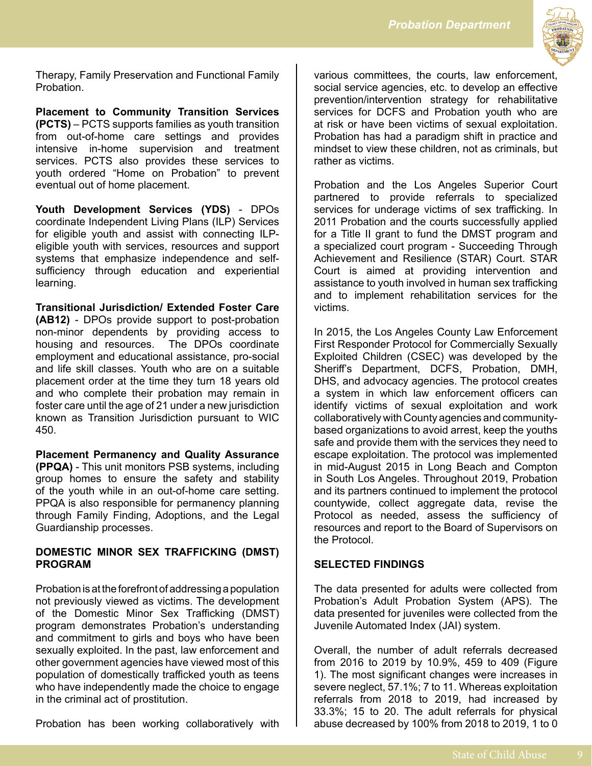Therapy, Family Preservation and Functional Family Probation.

**Placement to Community Transition Services (PCTS)** – PCTS supports families as youth transition from out-of-home care settings and provides intensive in-home supervision and treatment services. PCTS also provides these services to youth ordered "Home on Probation" to prevent eventual out of home placement.

**Youth Development Services (YDS)** - DPOs coordinate Independent Living Plans (ILP) Services for eligible youth and assist with connecting ILP-eligible youth with services, resources and support systems that emphasize independence and self-sufficiency through education and experiential learning.

**Transitional Jurisdiction/ Extended Foster Care (AB12)** - DPOs provide support to post-probation non-minor dependents by providing access to housing and resources. The DPOs coordinate employment and educational assistance, pro-social and life skill classes. Youth who are on a suitable placement order at the time they turn 18 years old and who complete their probation may remain in foster care until the age of 21 under a new jurisdiction known as Transition Jurisdiction pursuant to WIC 450.

**Placement Permanency and Quality Assurance (PPQA)** - This unit monitors PSB systems, including group homes to ensure the safety and stability of the youth while in an out-of-home care setting. PPQA is also responsible for permanency planning through Family Finding, Adoptions, and the Legal Guardianship processes.

## DOMESTIC MINOR SEX TRAFFICKING (DMST) PROGRAM

Probation is at the forefront of addressing a population not previously viewed as victims. The development of the Domestic Minor Sex Trafficking (DMST) program demonstrates Probation's understanding and commitment to girls and boys who have been sexually exploited. In the past, law enforcement and other government agencies have viewed most of this population of domestically trafficked youth as teens who have independently made the choice to engage in the criminal act of prostitution.

Probation has been working collaboratively with various committees, the courts, law enforcement, social service agencies, etc. to develop an effective prevention/intervention strategy for rehabilitative services for DCFS and Probation youth who are at risk or have been victims of sexual exploitation. Probation has had a paradigm shift in practice and mindset to view these children, not as criminals, but rather as victims.

Probation and the Los Angeles Superior Court partnered to provide referrals to specialized services for underage victims of sex trafficking. In 2011 Probation and the courts successfully applied for a Title II grant to fund the DMST program and a specialized court program - Succeeding Through Achievement and Resilience (STAR) Court. STAR Court is aimed at providing intervention and assistance to youth involved in human sex trafficking and to implement rehabilitation services for the victims.

In 2015, the Los Angeles County Law Enforcement First Responder Protocol for Commercially Sexually Exploited Children (CSEC) was developed by the Sheriff's Department, DCFS, Probation, DMH, DHS, and advocacy agencies. The protocol creates a system in which law enforcement officers can identify victims of sexual exploitation and work collaboratively with County agencies and community-based organizations to avoid arrest, keep the youths safe and provide them with the services they need to escape exploitation. The protocol was implemented in mid-August 2015 in Long Beach and Compton in South Los Angeles. Throughout 2019, Probation and its partners continued to implement the protocol countywide, collect aggregate data, revise the Protocol as needed, assess the sufficiency of resources and report to the Board of Supervisors on the Protocol.

## SELECTED FINDINGS

The data presented for adults were collected from Probation's Adult Probation System (APS). The data presented for juveniles were collected from the Juvenile Automated Index (JAI) system.

Overall, the number of adult referrals decreased from 2016 to 2019 by 10.9%, 459 to 409 (Figure 1). The most significant changes were increases in severe neglect, 57.1%; 7 to 11. Whereas exploitation referrals from 2018 to 2019, had increased by 33.3%; 15 to 20. The adult referrals for physical abuse decreased by 100% from 2018 to 2019, 1 to 0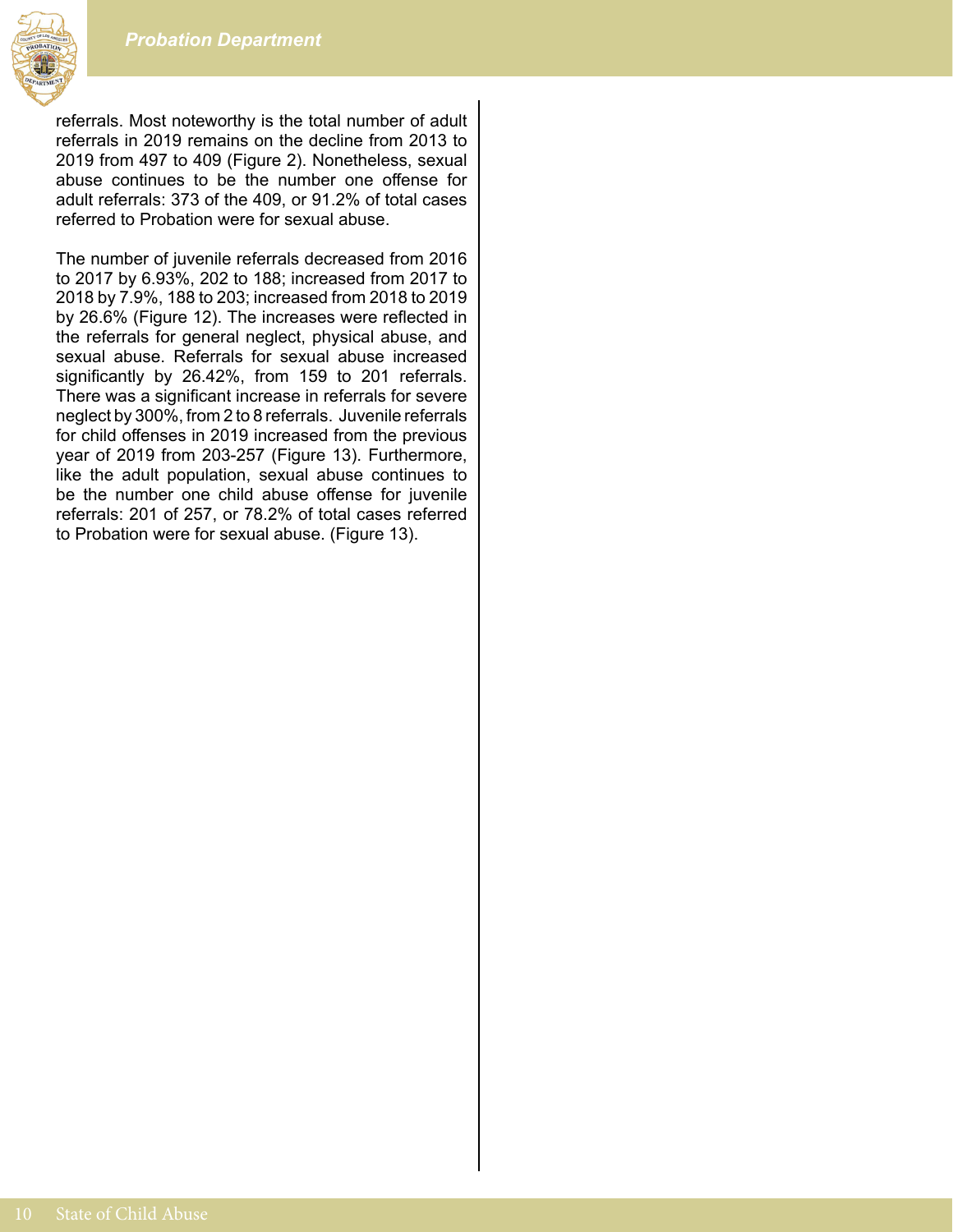referrals. Most noteworthy is the total number of adult referrals in 2019 remains on the decline from 2013 to 2019 from 497 to 409 (Figure 2). Nonetheless, sexual abuse continues to be the number one offense for adult referrals: 373 of the 409, or 91.2% of total cases referred to Probation were for sexual abuse.

The number of juvenile referrals decreased from 2016 to 2017 by 6.93%, 202 to 188; increased from 2017 to 2018 by 7.9%, 188 to 203; increased from 2018 to 2019 by 26.6% (Figure 12). The increases were reflected in the referrals for general neglect, physical abuse, and sexual abuse. Referrals for sexual abuse increased significantly by 26.42%, from 159 to 201 referrals. There was a significant increase in referrals for severe neglect by 300%, from 2 to 8 referrals. Juvenile referrals for child offenses in 2019 increased from the previous year of 2019 from 203-257 (Figure 13). Furthermore, like the adult population, sexual abuse continues to be the number one child abuse offense for juvenile referrals: 201 of 257, or 78.2% of total cases referred to Probation were for sexual abuse. (Figure 13).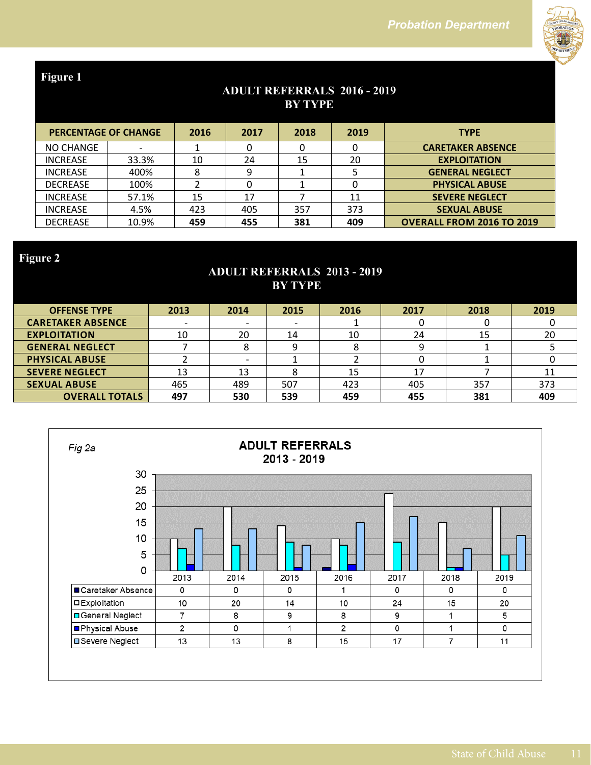**Figure 1**

**ADULT REFERRALS 2016 - 2019**
**BY TYPE**

| PERCENTAGE OF CHANGE | | 2016 | 2017 | 2018 | 2019 | TYPE |
|---|---|---|---|---|---|---|
| NO CHANGE | - | 1 | 0 | 0 | 0 | CARETAKER ABSENCE |
| INCREASE | 33.3% | 10 | 24 | 15 | 20 | EXPLOITATION |
| INCREASE | 400% | 8 | 9 | 1 | 5 | GENERAL NEGLECT |
| DECREASE | 100% | 2 | 0 | 1 | 0 | PHYSICAL ABUSE |
| INCREASE | 57.1% | 15 | 17 | 7 | 11 | SEVERE NEGLECT |
| INCREASE | 4.5% | 423 | 405 | 357 | 373 | SEXUAL ABUSE |
| DECREASE | 10.9% | **459** | **455** | **381** | **409** | OVERALL FROM 2016 TO 2019 |

**Figure 2**

**ADULT REFERRALS 2013 - 2019**
**BY TYPE**

| OFFENSE TYPE | 2013 | 2014 | 2015 | 2016 | 2017 | 2018 | 2019 |
|---|---|---|---|---|---|---|---|
| CARETAKER ABSENCE | - | - | - | 1 | 0 | 0 | 0 |
| EXPLOITATION | 10 | 20 | 14 | 10 | 24 | 15 | 20 |
| GENERAL NEGLECT | 7 | 8 | 9 | 8 | 9 | 1 | 5 |
| PHYSICAL ABUSE | 2 | - | 1 | 2 | 0 | 1 | 0 |
| SEVERE NEGLECT | 13 | 13 | 8 | 15 | 17 | 7 | 11 |
| SEXUAL ABUSE | 465 | 489 | 507 | 423 | 405 | 357 | 373 |
| OVERALL TOTALS | **497** | **530** | **539** | **459** | **455** | **381** | **409** |

*Fig 2a*

**ADULT REFERRALS**
**2013 - 2019**

| | 2013 | 2014 | 2015 | 2016 | 2017 | 2018 | 2019 |
|---|---|---|---|---|---|---|---|
| Caretaker Absence | 0 | 0 | 0 | 1 | 0 | 0 | 0 |
| Exploitation | 10 | 20 | 14 | 10 | 24 | 15 | 20 |
| General Neglect | 7 | 8 | 9 | 8 | 9 | 1 | 5 |
| Physical Abuse | 2 | 0 | 1 | 2 | 0 | 1 | 0 |
| Severe Neglect | 13 | 13 | 8 | 15 | 17 | 7 | 11 |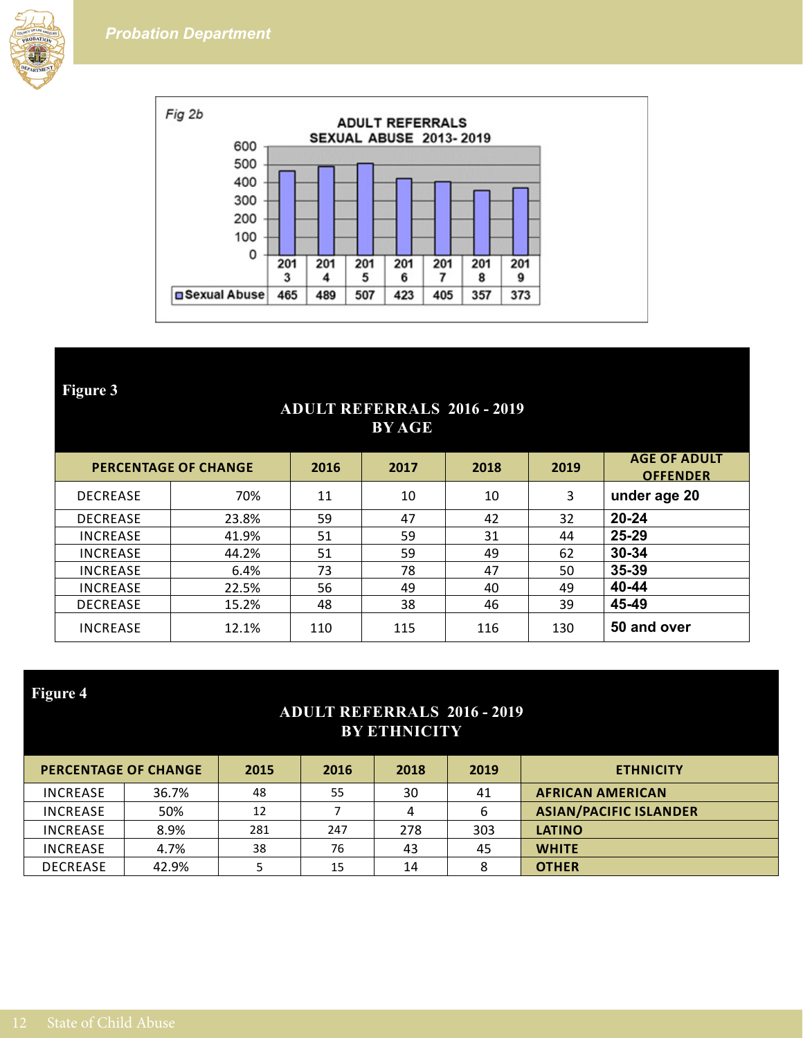Fig 2b

**ADULT REFERRALS SEXUAL ABUSE 2013-2019**

| | 2013 | 2014 | 2015 | 2016 | 2017 | 2018 | 2019 |
|---|---|---|---|---|---|---|---|
| Sexual Abuse | 465 | 489 | 507 | 423 | 405 | 357 | 373 |

**Figure 3**

**ADULT REFERRALS 2016 - 2019 BY AGE**

| PERCENTAGE OF CHANGE | | 2016 | 2017 | 2018 | 2019 | AGE OF ADULT OFFENDER |
|---|---|---|---|---|---|---|
| DECREASE | 70% | 11 | 10 | 10 | 3 | **under age 20** |
| DECREASE | 23.8% | 59 | 47 | 42 | 32 | **20-24** |
| INCREASE | 41.9% | 51 | 59 | 31 | 44 | **25-29** |
| INCREASE | 44.2% | 51 | 59 | 49 | 62 | **30-34** |
| INCREASE | 6.4% | 73 | 78 | 47 | 50 | **35-39** |
| INCREASE | 22.5% | 56 | 49 | 40 | 49 | **40-44** |
| DECREASE | 15.2% | 48 | 38 | 46 | 39 | **45-49** |
| INCREASE | 12.1% | 110 | 115 | 116 | 130 | **50 and over** |

**Figure 4**

**ADULT REFERRALS 2016 - 2019 BY ETHNICITY**

| PERCENTAGE OF CHANGE | | 2015 | 2016 | 2018 | 2019 | ETHNICITY |
|---|---|---|---|---|---|---|
| INCREASE | 36.7% | 48 | 55 | 30 | 41 | **AFRICAN AMERICAN** |
| INCREASE | 50% | 12 | 7 | 4 | 6 | **ASIAN/PACIFIC ISLANDER** |
| INCREASE | 8.9% | 281 | 247 | 278 | 303 | **LATINO** |
| INCREASE | 4.7% | 38 | 76 | 43 | 45 | **WHITE** |
| DECREASE | 42.9% | 5 | 15 | 14 | 8 | **OTHER** |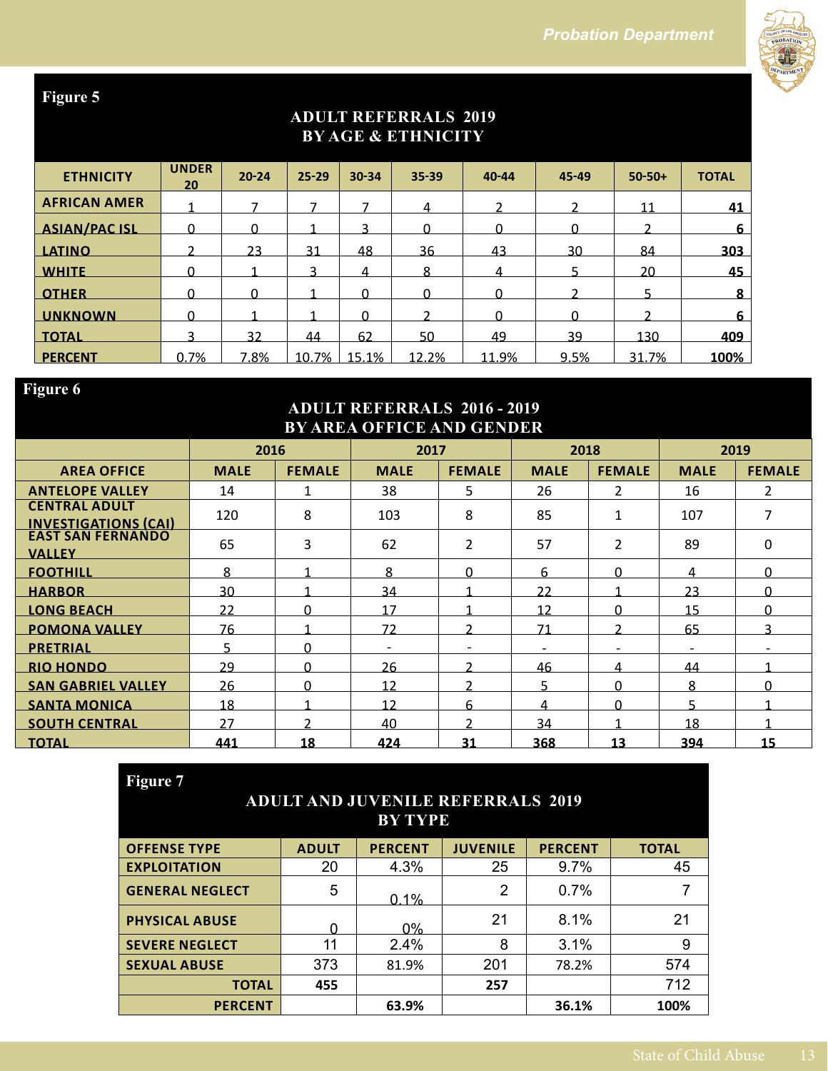**Figure 5**

**ADULT REFERRALS 2019**
**BY AGE & ETHNICITY**

| ETHNICITY | UNDER 20 | 20-24 | 25-29 | 30-34 | 35-39 | 40-44 | 45-49 | 50-50+ | TOTAL |
|---|---|---|---|---|---|---|---|---|---|
| AFRICAN AMER | 1 | 7 | 7 | 7 | 4 | 2 | 2 | 11 | **41** |
| ASIAN/PAC ISL | 0 | 0 | 1 | 3 | 0 | 0 | 0 | 2 | **6** |
| LATINO | 2 | 23 | 31 | 48 | 36 | 43 | 30 | 84 | **303** |
| WHITE | 0 | 1 | 3 | 4 | 8 | 4 | 5 | 20 | **45** |
| OTHER | 0 | 0 | 1 | 0 | 0 | 0 | 2 | 5 | **8** |
| UNKNOWN | 0 | 1 | 1 | 0 | 2 | 0 | 0 | 2 | **6** |
| TOTAL | 3 | 32 | 44 | 62 | 50 | 49 | 39 | 130 | **409** |
| PERCENT | 0.7% | 7.8% | 10.7% | 15.1% | 12.2% | 11.9% | 9.5% | 31.7% | **100%** |

**Figure 6**

**ADULT REFERRALS 2016 - 2019**
**BY AREA OFFICE AND GENDER**

| | 2016 | | 2017 | | 2018 | | 2019 | |
|---|---|---|---|---|---|---|---|---|
| AREA OFFICE | MALE | FEMALE | MALE | FEMALE | MALE | FEMALE | MALE | FEMALE |
| ANTELOPE VALLEY | 14 | 1 | 38 | 5 | 26 | 2 | 16 | 2 |
| CENTRAL ADULT INVESTIGATIONS (CAI) | 120 | 8 | 103 | 8 | 85 | 1 | 107 | 7 |
| EAST SAN FERNANDO VALLEY | 65 | 3 | 62 | 2 | 57 | 2 | 89 | 0 |
| FOOTHILL | 8 | 1 | 8 | 0 | 6 | 0 | 4 | 0 |
| HARBOR | 30 | 1 | 34 | 1 | 22 | 1 | 23 | 0 |
| LONG BEACH | 22 | 0 | 17 | 1 | 12 | 0 | 15 | 0 |
| POMONA VALLEY | 76 | 1 | 72 | 2 | 71 | 2 | 65 | 3 |
| PRETRIAL | 5 | 0 | - | - | - | - | - | - |
| RIO HONDO | 29 | 0 | 26 | 2 | 46 | 4 | 44 | 1 |
| SAN GABRIEL VALLEY | 26 | 0 | 12 | 2 | 5 | 0 | 8 | 0 |
| SANTA MONICA | 18 | 1 | 12 | 6 | 4 | 0 | 5 | 1 |
| SOUTH CENTRAL | 27 | 2 | 40 | 2 | 34 | 1 | 18 | 1 |
| TOTAL | **441** | **18** | **424** | **31** | **368** | **13** | **394** | **15** |

**Figure 7**

**ADULT AND JUVENILE REFERRALS 2019**
**BY TYPE**

| OFFENSE TYPE | ADULT | PERCENT | JUVENILE | PERCENT | TOTAL |
|---|---|---|---|---|---|
| EXPLOITATION | 20 | 4.3% | 25 | 9.7% | 45 |
| GENERAL NEGLECT | 5 | 0.1% | 2 | 0.7% | 7 |
| PHYSICAL ABUSE | 0 | 0% | 21 | 8.1% | 21 |
| SEVERE NEGLECT | 11 | 2.4% | 8 | 3.1% | 9 |
| SEXUAL ABUSE | 373 | 81.9% | 201 | 78.2% | 574 |
| TOTAL | **455** | | **257** | | 712 |
| PERCENT | | **63.9%** | | **36.1%** | **100%** |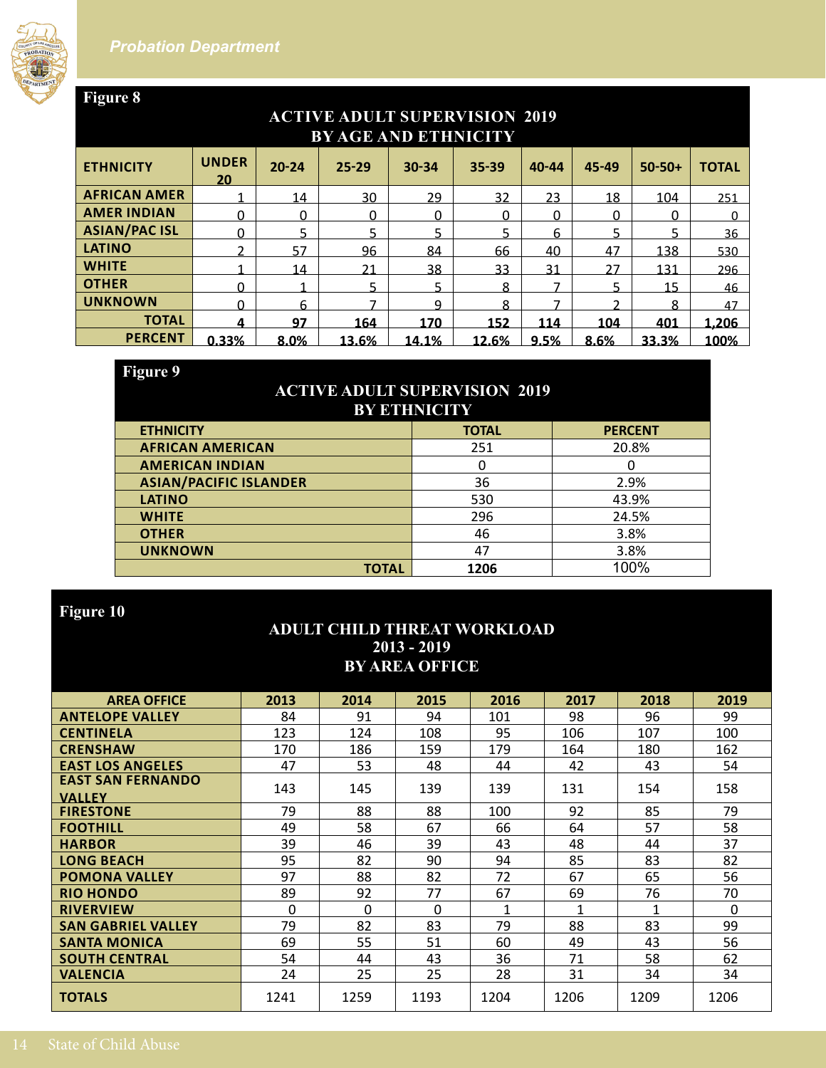## Figure 8

### ACTIVE ADULT SUPERVISION 2019 BY AGE AND ETHNICITY

| ETHNICITY | UNDER 20 | 20-24 | 25-29 | 30-34 | 35-39 | 40-44 | 45-49 | 50-50+ | TOTAL |
|---|---|---|---|---|---|---|---|---|---|
| AFRICAN AMER | 1 | 14 | 30 | 29 | 32 | 23 | 18 | 104 | 251 |
| AMER INDIAN | 0 | 0 | 0 | 0 | 0 | 0 | 0 | 0 | 0 |
| ASIAN/PAC ISL | 0 | 5 | 5 | 5 | 5 | 6 | 5 | 5 | 36 |
| LATINO | 2 | 57 | 96 | 84 | 66 | 40 | 47 | 138 | 530 |
| WHITE | 1 | 14 | 21 | 38 | 33 | 31 | 27 | 131 | 296 |
| OTHER | 0 | 1 | 5 | 5 | 8 | 7 | 5 | 15 | 46 |
| UNKNOWN | 0 | 6 | 7 | 9 | 8 | 7 | 2 | 8 | 47 |
| **TOTAL** | **4** | **97** | **164** | **170** | **152** | **114** | **104** | **401** | **1,206** |
| **PERCENT** | **0.33%** | **8.0%** | **13.6%** | **14.1%** | **12.6%** | **9.5%** | **8.6%** | **33.3%** | **100%** |

## Figure 9

### ACTIVE ADULT SUPERVISION 2019 BY ETHNICITY

| ETHNICITY | TOTAL | PERCENT |
|---|---|---|
| AFRICAN AMERICAN | 251 | 20.8% |
| AMERICAN INDIAN | 0 | 0 |
| ASIAN/PACIFIC ISLANDER | 36 | 2.9% |
| LATINO | 530 | 43.9% |
| WHITE | 296 | 24.5% |
| OTHER | 46 | 3.8% |
| UNKNOWN | 47 | 3.8% |
| **TOTAL** | **1206** | 100% |

## Figure 10

### ADULT CHILD THREAT WORKLOAD 2013 - 2019 BY AREA OFFICE

| AREA OFFICE | 2013 | 2014 | 2015 | 2016 | 2017 | 2018 | 2019 |
|---|---|---|---|---|---|---|---|
| ANTELOPE VALLEY | 84 | 91 | 94 | 101 | 98 | 96 | 99 |
| CENTINELA | 123 | 124 | 108 | 95 | 106 | 107 | 100 |
| CRENSHAW | 170 | 186 | 159 | 179 | 164 | 180 | 162 |
| EAST LOS ANGELES | 47 | 53 | 48 | 44 | 42 | 43 | 54 |
| EAST SAN FERNANDO VALLEY | 143 | 145 | 139 | 139 | 131 | 154 | 158 |
| FIRESTONE | 79 | 88 | 88 | 100 | 92 | 85 | 79 |
| FOOTHILL | 49 | 58 | 67 | 66 | 64 | 57 | 58 |
| HARBOR | 39 | 46 | 39 | 43 | 48 | 44 | 37 |
| LONG BEACH | 95 | 82 | 90 | 94 | 85 | 83 | 82 |
| POMONA VALLEY | 97 | 88 | 82 | 72 | 67 | 65 | 56 |
| RIO HONDO | 89 | 92 | 77 | 67 | 69 | 76 | 70 |
| RIVERVIEW | 0 | 0 | 0 | 1 | 1 | 1 | 0 |
| SAN GABRIEL VALLEY | 79 | 82 | 83 | 79 | 88 | 83 | 99 |
| SANTA MONICA | 69 | 55 | 51 | 60 | 49 | 43 | 56 |
| SOUTH CENTRAL | 54 | 44 | 43 | 36 | 71 | 58 | 62 |
| VALENCIA | 24 | 25 | 25 | 28 | 31 | 34 | 34 |
| **TOTALS** | 1241 | 1259 | 1193 | 1204 | 1206 | 1209 | 1206 |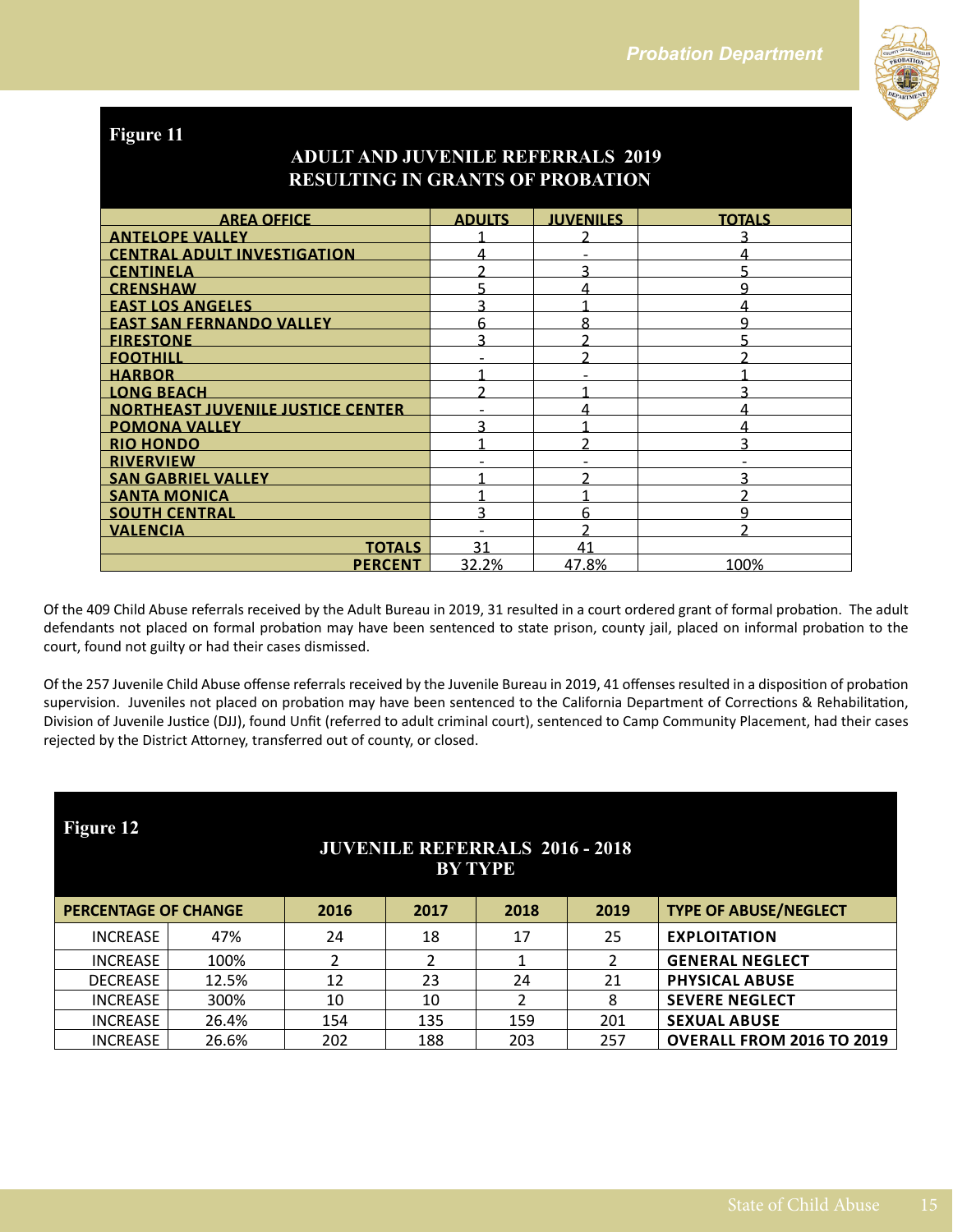**Figure 11**

**ADULT AND JUVENILE REFERRALS 2019 RESULTING IN GRANTS OF PROBATION**

| AREA OFFICE | ADULTS | JUVENILES | TOTALS |
|---|---|---|---|
| ANTELOPE VALLEY | 1 | 2 | 3 |
| CENTRAL ADULT INVESTIGATION | 4 | - | 4 |
| CENTINELA | 2 | 3 | 5 |
| CRENSHAW | 5 | 4 | 9 |
| EAST LOS ANGELES | 3 | 1 | 4 |
| EAST SAN FERNANDO VALLEY | 6 | 8 | 9 |
| FIRESTONE | 3 | 2 | 5 |
| FOOTHILL | - | 2 | 2 |
| HARBOR | 1 | - | 1 |
| LONG BEACH | 2 | 1 | 3 |
| NORTHEAST JUVENILE JUSTICE CENTER | - | 4 | 4 |
| POMONA VALLEY | 3 | 1 | 4 |
| RIO HONDO | 1 | 2 | 3 |
| RIVERVIEW | - | - | - |
| SAN GABRIEL VALLEY | 1 | 2 | 3 |
| SANTA MONICA | 1 | 1 | 2 |
| SOUTH CENTRAL | 3 | 6 | 9 |
| VALENCIA | - | 2 | 2 |
| TOTALS | 31 | 41 | |
| PERCENT | 32.2% | 47.8% | 100% |

Of the 409 Child Abuse referrals received by the Adult Bureau in 2019, 31 resulted in a court ordered grant of formal probation. The adult defendants not placed on formal probation may have been sentenced to state prison, county jail, placed on informal probation to the court, found not guilty or had their cases dismissed.

Of the 257 Juvenile Child Abuse offense referrals received by the Juvenile Bureau in 2019, 41 offenses resulted in a disposition of probation supervision. Juveniles not placed on probation may have been sentenced to the California Department of Corrections & Rehabilitation, Division of Juvenile Justice (DJJ), found Unfit (referred to adult criminal court), sentenced to Camp Community Placement, had their cases rejected by the District Attorney, transferred out of county, or closed.

**Figure 12**

**JUVENILE REFERRALS 2016 - 2018 BY TYPE**

| PERCENTAGE OF CHANGE | | 2016 | 2017 | 2018 | 2019 | TYPE OF ABUSE/NEGLECT |
|---|---|---|---|---|---|---|
| INCREASE | 47% | 24 | 18 | 17 | 25 | EXPLOITATION |
| INCREASE | 100% | 2 | 2 | 1 | 2 | GENERAL NEGLECT |
| DECREASE | 12.5% | 12 | 23 | 24 | 21 | PHYSICAL ABUSE |
| INCREASE | 300% | 10 | 10 | 2 | 8 | SEVERE NEGLECT |
| INCREASE | 26.4% | 154 | 135 | 159 | 201 | SEXUAL ABUSE |
| INCREASE | 26.6% | 202 | 188 | 203 | 257 | OVERALL FROM 2016 TO 2019 |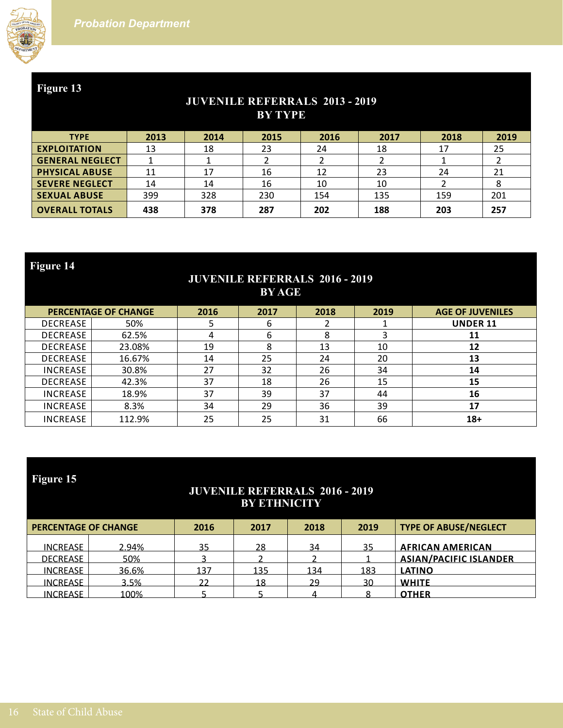## Figure 13

### JUVENILE REFERRALS 2013 - 2019 BY TYPE

| TYPE | 2013 | 2014 | 2015 | 2016 | 2017 | 2018 | 2019 |
|---|---|---|---|---|---|---|---|
| EXPLOITATION | 13 | 18 | 23 | 24 | 18 | 17 | 25 |
| GENERAL NEGLECT | 1 | 1 | 2 | 2 | 2 | 1 | 2 |
| PHYSICAL ABUSE | 11 | 17 | 16 | 12 | 23 | 24 | 21 |
| SEVERE NEGLECT | 14 | 14 | 16 | 10 | 10 | 2 | 8 |
| SEXUAL ABUSE | 399 | 328 | 230 | 154 | 135 | 159 | 201 |
| **OVERALL TOTALS** | **438** | **378** | **287** | **202** | **188** | **203** | **257** |

## Figure 14

### JUVENILE REFERRALS 2016 - 2019 BY AGE

| PERCENTAGE OF CHANGE | | 2016 | 2017 | 2018 | 2019 | AGE OF JUVENILES |
|---|---|---|---|---|---|---|
| DECREASE | 50% | 5 | 6 | 2 | 1 | **UNDER 11** |
| DECREASE | 62.5% | 4 | 6 | 8 | 3 | **11** |
| DECREASE | 23.08% | 19 | 8 | 13 | 10 | **12** |
| DECREASE | 16.67% | 14 | 25 | 24 | 20 | **13** |
| INCREASE | 30.8% | 27 | 32 | 26 | 34 | **14** |
| DECREASE | 42.3% | 37 | 18 | 26 | 15 | **15** |
| INCREASE | 18.9% | 37 | 39 | 37 | 44 | **16** |
| INCREASE | 8.3% | 34 | 29 | 36 | 39 | **17** |
| INCREASE | 112.9% | 25 | 25 | 31 | 66 | **18+** |

## Figure 15

### JUVENILE REFERRALS 2016 - 2019 BY ETHNICITY

| PERCENTAGE OF CHANGE | | 2016 | 2017 | 2018 | 2019 | TYPE OF ABUSE/NEGLECT |
|---|---|---|---|---|---|---|
| INCREASE | 2.94% | 35 | 28 | 34 | 35 | **AFRICAN AMERICAN** |
| DECREASE | 50% | 3 | 2 | 2 | 1 | **ASIAN/PACIFIC ISLANDER** |
| INCREASE | 36.6% | 137 | 135 | 134 | 183 | **LATINO** |
| INCREASE | 3.5% | 22 | 18 | 29 | 30 | **WHITE** |
| INCREASE | 100% | 5 | 5 | 4 | 8 | **OTHER** |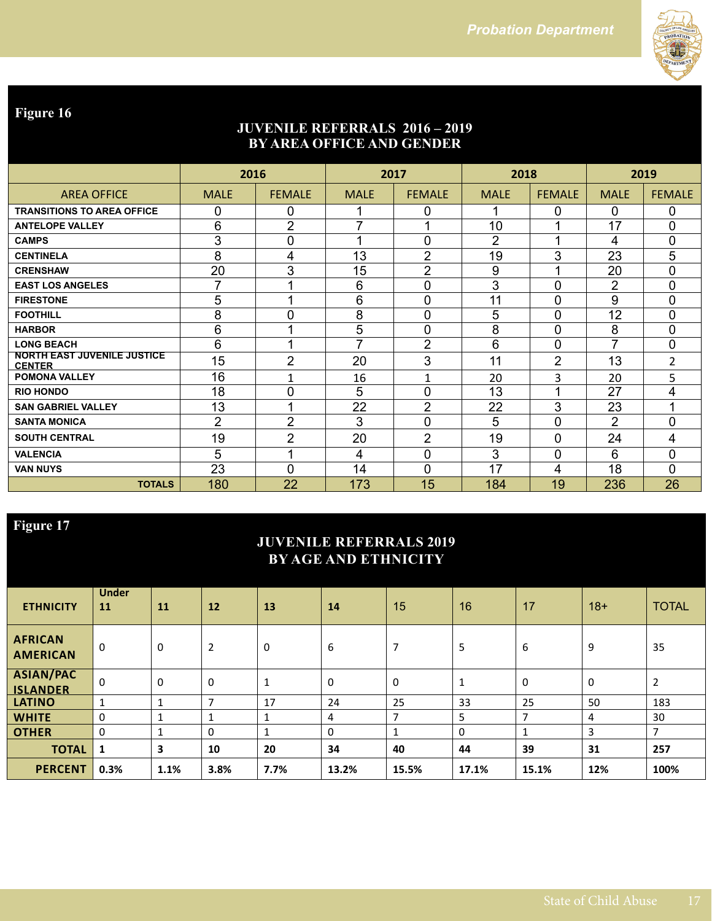## Figure 16

### JUVENILE REFERRALS 2016 – 2019 BY AREA OFFICE AND GENDER

| | 2016 | | 2017 | | 2018 | | 2019 | |
|---|---|---|---|---|---|---|---|---|
| AREA OFFICE | MALE | FEMALE | MALE | FEMALE | MALE | FEMALE | MALE | FEMALE |
| **TRANSITIONS TO AREA OFFICE** | 0 | 0 | 1 | 0 | 1 | 0 | 0 | 0 |
| **ANTELOPE VALLEY** | 6 | 2 | 7 | 1 | 10 | 1 | 17 | 0 |
| **CAMPS** | 3 | 0 | 1 | 0 | 2 | 1 | 4 | 0 |
| **CENTINELA** | 8 | 4 | 13 | 2 | 19 | 3 | 23 | 5 |
| **CRENSHAW** | 20 | 3 | 15 | 2 | 9 | 1 | 20 | 0 |
| **EAST LOS ANGELES** | 7 | 1 | 6 | 0 | 3 | 0 | 2 | 0 |
| **FIRESTONE** | 5 | 1 | 6 | 0 | 11 | 0 | 9 | 0 |
| **FOOTHILL** | 8 | 0 | 8 | 0 | 5 | 0 | 12 | 0 |
| **HARBOR** | 6 | 1 | 5 | 0 | 8 | 0 | 8 | 0 |
| **LONG BEACH** | 6 | 1 | 7 | 2 | 6 | 0 | 7 | 0 |
| **NORTH EAST JUVENILE JUSTICE CENTER** | 15 | 2 | 20 | 3 | 11 | 2 | 13 | 2 |
| **POMONA VALLEY** | 16 | 1 | 16 | 1 | 20 | 3 | 20 | 5 |
| **RIO HONDO** | 18 | 0 | 5 | 0 | 13 | 1 | 27 | 4 |
| **SAN GABRIEL VALLEY** | 13 | 1 | 22 | 2 | 22 | 3 | 23 | 1 |
| **SANTA MONICA** | 2 | 2 | 3 | 0 | 5 | 0 | 2 | 0 |
| **SOUTH CENTRAL** | 19 | 2 | 20 | 2 | 19 | 0 | 24 | 4 |
| **VALENCIA** | 5 | 1 | 4 | 0 | 3 | 0 | 6 | 0 |
| **VAN NUYS** | 23 | 0 | 14 | 0 | 17 | 4 | 18 | 0 |
| **TOTALS** | 180 | 22 | 173 | 15 | 184 | 19 | 236 | 26 |

## Figure 17

### JUVENILE REFERRALS 2019 BY AGE AND ETHNICITY

| ETHNICITY | Under 11 | 11 | 12 | 13 | 14 | 15 | 16 | 17 | 18+ | TOTAL |
|---|---|---|---|---|---|---|---|---|---|---|
| **AFRICAN AMERICAN** | 0 | 0 | 2 | 0 | 6 | 7 | 5 | 6 | 9 | 35 |
| **ASIAN/PAC ISLANDER** | 0 | 0 | 0 | 1 | 0 | 0 | 1 | 0 | 0 | 2 |
| **LATINO** | 1 | 1 | 7 | 17 | 24 | 25 | 33 | 25 | 50 | 183 |
| **WHITE** | 0 | 1 | 1 | 1 | 4 | 7 | 5 | 7 | 4 | 30 |
| **OTHER** | 0 | 1 | 0 | 1 | 0 | 1 | 0 | 1 | 3 | 7 |
| **TOTAL** | **1** | **3** | **10** | **20** | **34** | **40** | **44** | **39** | **31** | **257** |
| **PERCENT** | **0.3%** | **1.1%** | **3.8%** | **7.7%** | **13.2%** | **15.5%** | **17.1%** | **15.1%** | **12%** | **100%** |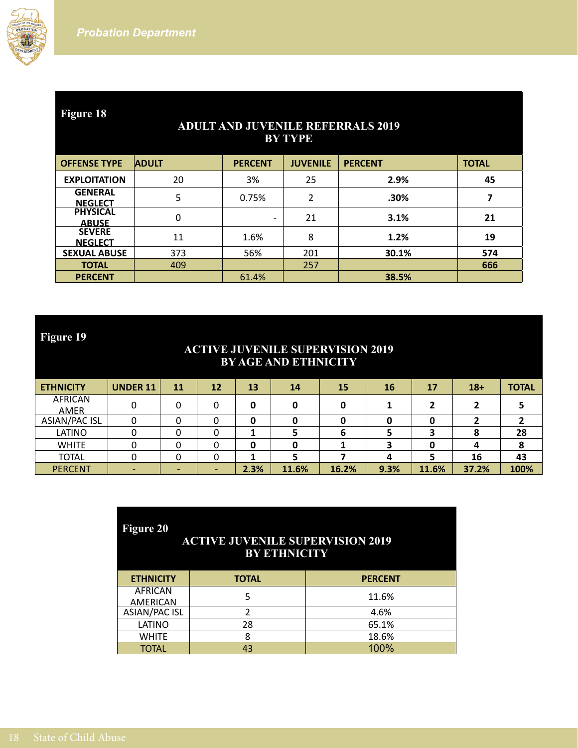**Figure 18**

**ADULT AND JUVENILE REFERRALS 2019 BY TYPE**

| OFFENSE TYPE | ADULT | PERCENT | JUVENILE | PERCENT | TOTAL |
|---|---|---|---|---|---|
| EXPLOITATION | 20 | 3% | 25 | 2.9% | 45 |
| GENERAL NEGLECT | 5 | 0.75% | 2 | .30% | 7 |
| PHYSICAL ABUSE | 0 | - | 21 | 3.1% | 21 |
| SEVERE NEGLECT | 11 | 1.6% | 8 | 1.2% | 19 |
| SEXUAL ABUSE | 373 | 56% | 201 | 30.1% | 574 |
| TOTAL | 409 | | 257 | | 666 |
| PERCENT | | 61.4% | | 38.5% | |

**Figure 19**

**ACTIVE JUVENILE SUPERVISION 2019 BY AGE AND ETHNICITY**

| ETHNICITY | UNDER 11 | 11 | 12 | 13 | 14 | 15 | 16 | 17 | 18+ | TOTAL |
|---|---|---|---|---|---|---|---|---|---|---|
| AFRICAN AMER | 0 | 0 | 0 | 0 | 0 | 0 | 1 | 2 | 2 | 5 |
| ASIAN/PAC ISL | 0 | 0 | 0 | 0 | 0 | 0 | 0 | 0 | 2 | 2 |
| LATINO | 0 | 0 | 0 | 1 | 5 | 6 | 5 | 3 | 8 | 28 |
| WHITE | 0 | 0 | 0 | 0 | 0 | 1 | 3 | 0 | 4 | 8 |
| TOTAL | 0 | 0 | 0 | 1 | 5 | 7 | 4 | 5 | 16 | 43 |
| PERCENT | - | - | - | 2.3% | 11.6% | 16.2% | 9.3% | 11.6% | 37.2% | 100% |

**Figure 20**

**ACTIVE JUVENILE SUPERVISION 2019 BY ETHNICITY**

| ETHNICITY | TOTAL | PERCENT |
|---|---|---|
| AFRICAN AMERICAN | 5 | 11.6% |
| ASIAN/PAC ISL | 2 | 4.6% |
| LATINO | 28 | 65.1% |
| WHITE | 8 | 18.6% |
| TOTAL | 43 | 100% |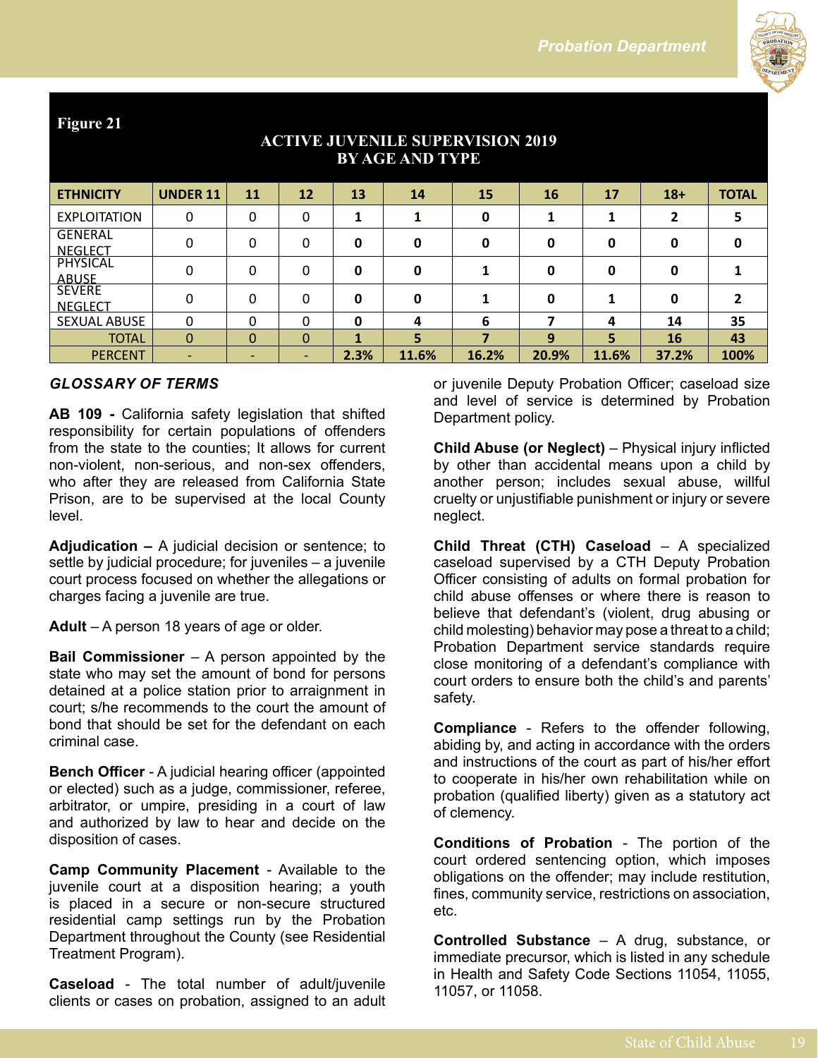**Figure 21**

### ACTIVE JUVENILE SUPERVISION 2019 BY AGE AND TYPE

| ETHNICITY | UNDER 11 | 11 | 12 | 13 | 14 | 15 | 16 | 17 | 18+ | TOTAL |
|---|---|---|---|---|---|---|---|---|---|---|
| EXPLOITATION | 0 | 0 | 0 | 1 | 1 | 0 | 1 | 1 | 2 | 5 |
| GENERAL NEGLECT | 0 | 0 | 0 | 0 | 0 | 0 | 0 | 0 | 0 | 0 |
| PHYSICAL ABUSE | 0 | 0 | 0 | 0 | 0 | 1 | 0 | 0 | 0 | 1 |
| SEVERE NEGLECT | 0 | 0 | 0 | 0 | 0 | 1 | 0 | 1 | 0 | 2 |
| SEXUAL ABUSE | 0 | 0 | 0 | 0 | 4 | 6 | 7 | 4 | 14 | 35 |
| TOTAL | 0 | 0 | 0 | 1 | 5 | 7 | 9 | 5 | 16 | 43 |
| PERCENT | - | - | - | 2.3% | 11.6% | 16.2% | 20.9% | 11.6% | 37.2% | 100% |

### *GLOSSARY OF TERMS*

**AB 109 -** California safety legislation that shifted responsibility for certain populations of offenders from the state to the counties; It allows for current non-violent, non-serious, and non-sex offenders, who after they are released from California State Prison, are to be supervised at the local County level.

**Adjudication –** A judicial decision or sentence; to settle by judicial procedure; for juveniles – a juvenile court process focused on whether the allegations or charges facing a juvenile are true.

**Adult** – A person 18 years of age or older.

**Bail Commissioner** – A person appointed by the state who may set the amount of bond for persons detained at a police station prior to arraignment in court; s/he recommends to the court the amount of bond that should be set for the defendant on each criminal case.

**Bench Officer** - A judicial hearing officer (appointed or elected) such as a judge, commissioner, referee, arbitrator, or umpire, presiding in a court of law and authorized by law to hear and decide on the disposition of cases.

**Camp Community Placement** - Available to the juvenile court at a disposition hearing; a youth is placed in a secure or non-secure structured residential camp settings run by the Probation Department throughout the County (see Residential Treatment Program).

**Caseload** - The total number of adult/juvenile clients or cases on probation, assigned to an adult or juvenile Deputy Probation Officer; caseload size and level of service is determined by Probation Department policy.

**Child Abuse (or Neglect)** – Physical injury inflicted by other than accidental means upon a child by another person; includes sexual abuse, willful cruelty or unjustifiable punishment or injury or severe neglect.

**Child Threat (CTH) Caseload** – A specialized caseload supervised by a CTH Deputy Probation Officer consisting of adults on formal probation for child abuse offenses or where there is reason to believe that defendant's (violent, drug abusing or child molesting) behavior may pose a threat to a child; Probation Department service standards require close monitoring of a defendant's compliance with court orders to ensure both the child's and parents' safety.

**Compliance** - Refers to the offender following, abiding by, and acting in accordance with the orders and instructions of the court as part of his/her effort to cooperate in his/her own rehabilitation while on probation (qualified liberty) given as a statutory act of clemency.

**Conditions of Probation** - The portion of the court ordered sentencing option, which imposes obligations on the offender; may include restitution, fines, community service, restrictions on association, etc.

**Controlled Substance** – A drug, substance, or immediate precursor, which is listed in any schedule in Health and Safety Code Sections 11054, 11055, 11057, or 11058.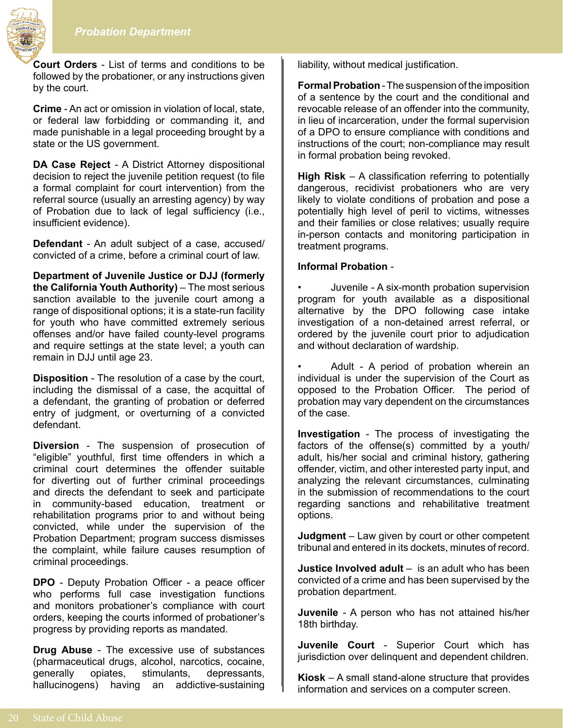**Court Orders** - List of terms and conditions to be followed by the probationer, or any instructions given by the court.

**Crime** - An act or omission in violation of local, state, or federal law forbidding or commanding it, and made punishable in a legal proceeding brought by a state or the US government.

**DA Case Reject** - A District Attorney dispositional decision to reject the juvenile petition request (to file a formal complaint for court intervention) from the referral source (usually an arresting agency) by way of Probation due to lack of legal sufficiency (i.e., insufficient evidence).

**Defendant** - An adult subject of a case, accused/convicted of a crime, before a criminal court of law.

**Department of Juvenile Justice or DJJ (formerly the California Youth Authority)** – The most serious sanction available to the juvenile court among a range of dispositional options; it is a state-run facility for youth who have committed extremely serious offenses and/or have failed county-level programs and require settings at the state level; a youth can remain in DJJ until age 23.

**Disposition** - The resolution of a case by the court, including the dismissal of a case, the acquittal of a defendant, the granting of probation or deferred entry of judgment, or overturning of a convicted defendant.

**Diversion** - The suspension of prosecution of "eligible" youthful, first time offenders in which a criminal court determines the offender suitable for diverting out of further criminal proceedings and directs the defendant to seek and participate in community-based education, treatment or rehabilitation programs prior to and without being convicted, while under the supervision of the Probation Department; program success dismisses the complaint, while failure causes resumption of criminal proceedings.

**DPO** - Deputy Probation Officer - a peace officer who performs full case investigation functions and monitors probationer's compliance with court orders, keeping the courts informed of probationer's progress by providing reports as mandated.

**Drug Abuse** - The excessive use of substances (pharmaceutical drugs, alcohol, narcotics, cocaine, generally opiates, stimulants, depressants, hallucinogens) having an addictive-sustaining liability, without medical justification.

**Formal Probation** - The suspension of the imposition of a sentence by the court and the conditional and revocable release of an offender into the community, in lieu of incarceration, under the formal supervision of a DPO to ensure compliance with conditions and instructions of the court; non-compliance may result in formal probation being revoked.

**High Risk** – A classification referring to potentially dangerous, recidivist probationers who are very likely to violate conditions of probation and pose a potentially high level of peril to victims, witnesses and their families or close relatives; usually require in-person contacts and monitoring participation in treatment programs.

**Informal Probation** -

- Juvenile - A six-month probation supervision program for youth available as a dispositional alternative by the DPO following case intake investigation of a non-detained arrest referral, or ordered by the juvenile court prior to adjudication and without declaration of wardship.

- Adult - A period of probation wherein an individual is under the supervision of the Court as opposed to the Probation Officer. The period of probation may vary dependent on the circumstances of the case.

**Investigation** - The process of investigating the factors of the offense(s) committed by a youth/adult, his/her social and criminal history, gathering offender, victim, and other interested party input, and analyzing the relevant circumstances, culminating in the submission of recommendations to the court regarding sanctions and rehabilitative treatment options.

**Judgment** – Law given by court or other competent tribunal and entered in its dockets, minutes of record.

**Justice Involved adult** – is an adult who has been convicted of a crime and has been supervised by the probation department.

**Juvenile** - A person who has not attained his/her 18th birthday.

**Juvenile Court** - Superior Court which has jurisdiction over delinquent and dependent children.

**Kiosk** – A small stand-alone structure that provides information and services on a computer screen.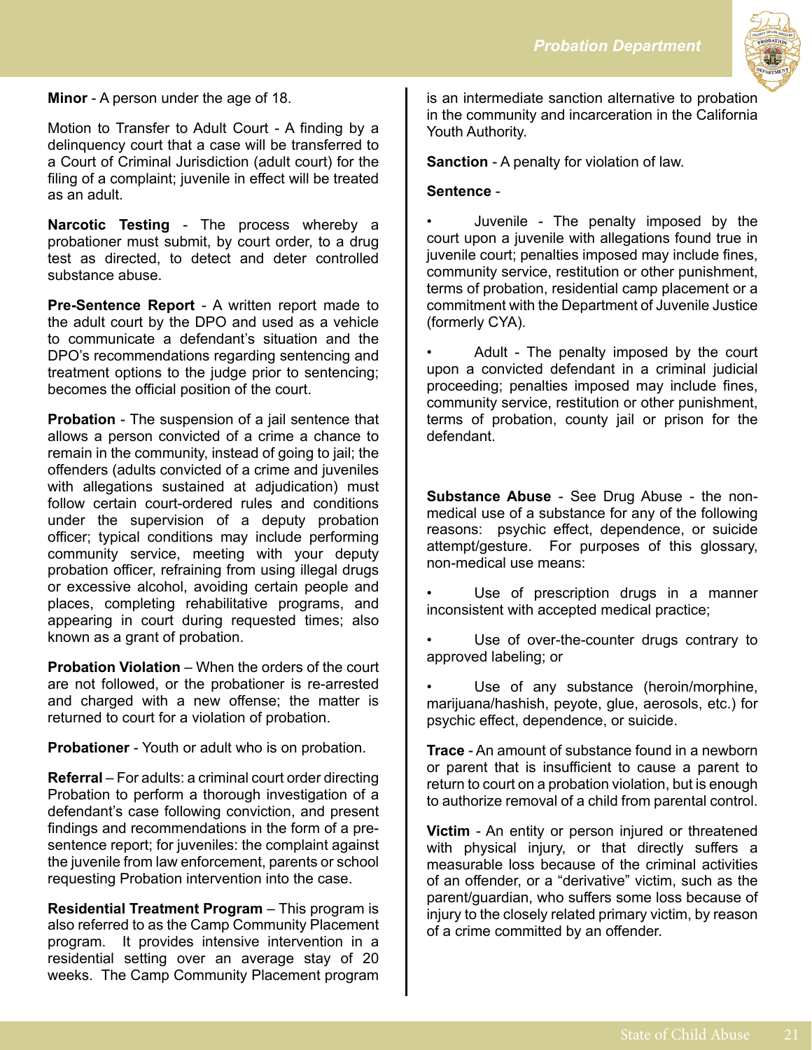**Minor** - A person under the age of 18.

Motion to Transfer to Adult Court - A finding by a delinquency court that a case will be transferred to a Court of Criminal Jurisdiction (adult court) for the filing of a complaint; juvenile in effect will be treated as an adult.

**Narcotic Testing** - The process whereby a probationer must submit, by court order, to a drug test as directed, to detect and deter controlled substance abuse.

**Pre-Sentence Report** - A written report made to the adult court by the DPO and used as a vehicle to communicate a defendant's situation and the DPO's recommendations regarding sentencing and treatment options to the judge prior to sentencing; becomes the official position of the court.

**Probation** - The suspension of a jail sentence that allows a person convicted of a crime a chance to remain in the community, instead of going to jail; the offenders (adults convicted of a crime and juveniles with allegations sustained at adjudication) must follow certain court-ordered rules and conditions under the supervision of a deputy probation officer; typical conditions may include performing community service, meeting with your deputy probation officer, refraining from using illegal drugs or excessive alcohol, avoiding certain people and places, completing rehabilitative programs, and appearing in court during requested times; also known as a grant of probation.

**Probation Violation** – When the orders of the court are not followed, or the probationer is re-arrested and charged with a new offense; the matter is returned to court for a violation of probation.

**Probationer** - Youth or adult who is on probation.

**Referral** – For adults: a criminal court order directing Probation to perform a thorough investigation of a defendant's case following conviction, and present findings and recommendations in the form of a pre-sentence report; for juveniles: the complaint against the juvenile from law enforcement, parents or school requesting Probation intervention into the case.

**Residential Treatment Program** – This program is also referred to as the Camp Community Placement program. It provides intensive intervention in a residential setting over an average stay of 20 weeks. The Camp Community Placement program is an intermediate sanction alternative to probation in the community and incarceration in the California Youth Authority.

**Sanction** - A penalty for violation of law.

**Sentence** -

- Juvenile - The penalty imposed by the court upon a juvenile with allegations found true in juvenile court; penalties imposed may include fines, community service, restitution or other punishment, terms of probation, residential camp placement or a commitment with the Department of Juvenile Justice (formerly CYA).

- Adult - The penalty imposed by the court upon a convicted defendant in a criminal judicial proceeding; penalties imposed may include fines, community service, restitution or other punishment, terms of probation, county jail or prison for the defendant.

**Substance Abuse** - See Drug Abuse - the non-medical use of a substance for any of the following reasons: psychic effect, dependence, or suicide attempt/gesture. For purposes of this glossary, non-medical use means:

- Use of prescription drugs in a manner inconsistent with accepted medical practice;

- Use of over-the-counter drugs contrary to approved labeling; or

- Use of any substance (heroin/morphine, marijuana/hashish, peyote, glue, aerosols, etc.) for psychic effect, dependence, or suicide.

**Trace** - An amount of substance found in a newborn or parent that is insufficient to cause a parent to return to court on a probation violation, but is enough to authorize removal of a child from parental control.

**Victim** - An entity or person injured or threatened with physical injury, or that directly suffers a measurable loss because of the criminal activities of an offender, or a "derivative" victim, such as the parent/guardian, who suffers some loss because of injury to the closely related primary victim, by reason of a crime committed by an offender.